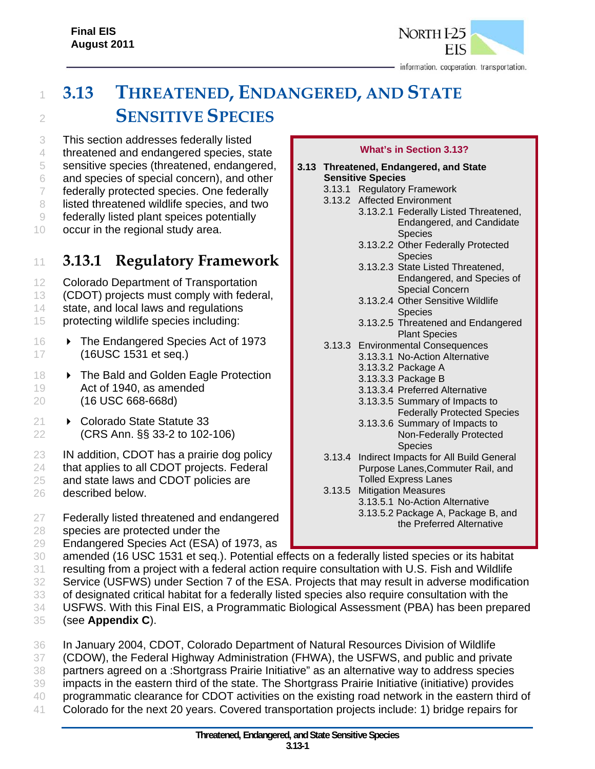# 3.13 THREATENED, ENDANGERED, AND STATE SENSITIVE SPECIES

This section addresses federally listed threatened and endangered species, state sensitive species (threatened, endangered, and species of special concern), and other federally protected species. One federally listed threatened wildlife species, and two federally listed plant speices potentially occur in the regional study area.

**What's in Section 3.13?**

**3.13 Threatened, Endangered, and State Sensitive Species**
- 3.13.1 Regulatory Framework
- 3.13.2 Affected Environment
  - 3.13.2.1 Federally Listed Threatened, Endangered, and Candidate Species
  - 3.13.2.2 Other Federally Protected Species
  - 3.13.2.3 State Listed Threatened, Endangered, and Species of Special Concern
  - 3.13.2.4 Other Sensitive Wildlife Species
  - 3.13.2.5 Threatened and Endangered Plant Species
- 3.13.3 Environmental Consequences
  - 3.13.3.1 No-Action Alternative
  - 3.13.3.2 Package A
  - 3.13.3.3 Package B
  - 3.13.3.4 Preferred Alternative
  - 3.13.3.5 Summary of Impacts to Federally Protected Species
  - 3.13.3.6 Summary of Impacts to Non-Federally Protected Species
- 3.13.4 Indirect Impacts for All Build General Purpose Lanes,Commuter Rail, and Tolled Express Lanes
- 3.13.5 Mitigation Measures
  - 3.13.5.1 No-Action Alternative
  - 3.13.5.2 Package A, Package B, and the Preferred Alternative

## 3.13.1 Regulatory Framework

Colorado Department of Transportation (CDOT) projects must comply with federal, state, and local laws and regulations protecting wildlife species including:

- The Endangered Species Act of 1973 (16USC 1531 et seq.)
- The Bald and Golden Eagle Protection Act of 1940, as amended (16 USC 668-668d)
- Colorado State Statute 33 (CRS Ann. §§ 33-2 to 102-106)

IN addition, CDOT has a prairie dog policy that applies to all CDOT projects. Federal and state laws and CDOT policies are described below.

Federally listed threatened and endangered species are protected under the Endangered Species Act (ESA) of 1973, as amended (16 USC 1531 et seq.). Potential effects on a federally listed species or its habitat resulting from a project with a federal action require consultation with U.S. Fish and Wildlife Service (USFWS) under Section 7 of the ESA. Projects that may result in adverse modification of designated critical habitat for a federally listed species also require consultation with the USFWS. With this Final EIS, a Programmatic Biological Assessment (PBA) has been prepared (see **Appendix C**).

In January 2004, CDOT, Colorado Department of Natural Resources Division of Wildlife (CDOW), the Federal Highway Administration (FHWA), the USFWS, and public and private partners agreed on a :Shortgrass Prairie Initiative" as an alternative way to address species impacts in the eastern third of the state. The Shortgrass Prairie Initiative (initiative) provides programmatic clearance for CDOT activities on the existing road network in the eastern third of Colorado for the next 20 years. Covered transportation projects include: 1) bridge repairs for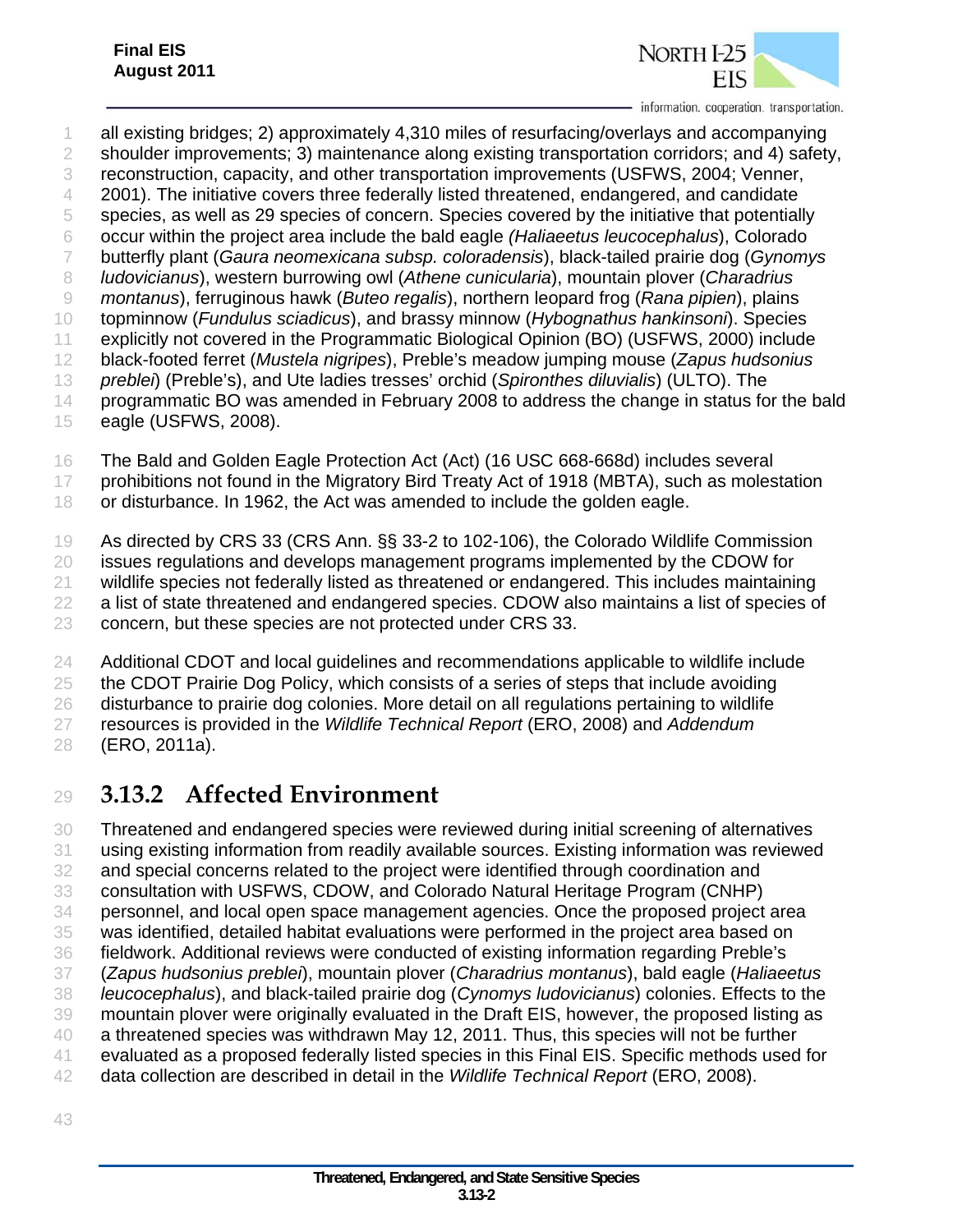all existing bridges; 2) approximately 4,310 miles of resurfacing/overlays and accompanying shoulder improvements; 3) maintenance along existing transportation corridors; and 4) safety, reconstruction, capacity, and other transportation improvements (USFWS, 2004; Venner, 2001). The initiative covers three federally listed threatened, endangered, and candidate species, as well as 29 species of concern. Species covered by the initiative that potentially occur within the project area include the bald eagle *(Haliaeetus leucocephalus*), Colorado butterfly plant (*Gaura neomexicana subsp. coloradensis*), black-tailed prairie dog (*Gynomys ludovicianus*), western burrowing owl (*Athene cunicularia*), mountain plover (*Charadrius montanus*), ferruginous hawk (*Buteo regalis*), northern leopard frog (*Rana pipien*), plains topminnow (*Fundulus sciadicus*), and brassy minnow (*Hybognathus hankinsoni*). Species explicitly not covered in the Programmatic Biological Opinion (BO) (USFWS, 2000) include black-footed ferret (*Mustela nigripes*), Preble's meadow jumping mouse (*Zapus hudsonius preblei*) (Preble's), and Ute ladies tresses' orchid (*Spironthes diluvialis*) (ULTO). The programmatic BO was amended in February 2008 to address the change in status for the bald eagle (USFWS, 2008).

The Bald and Golden Eagle Protection Act (Act) (16 USC 668-668d) includes several prohibitions not found in the Migratory Bird Treaty Act of 1918 (MBTA), such as molestation or disturbance. In 1962, the Act was amended to include the golden eagle.

As directed by CRS 33 (CRS Ann. §§ 33-2 to 102-106), the Colorado Wildlife Commission issues regulations and develops management programs implemented by the CDOW for wildlife species not federally listed as threatened or endangered. This includes maintaining a list of state threatened and endangered species. CDOW also maintains a list of species of concern, but these species are not protected under CRS 33.

Additional CDOT and local guidelines and recommendations applicable to wildlife include the CDOT Prairie Dog Policy, which consists of a series of steps that include avoiding disturbance to prairie dog colonies. More detail on all regulations pertaining to wildlife resources is provided in the *Wildlife Technical Report* (ERO, 2008) and *Addendum* (ERO, 2011a).

## 3.13.2 Affected Environment

Threatened and endangered species were reviewed during initial screening of alternatives using existing information from readily available sources. Existing information was reviewed and special concerns related to the project were identified through coordination and consultation with USFWS, CDOW, and Colorado Natural Heritage Program (CNHP) personnel, and local open space management agencies. Once the proposed project area was identified, detailed habitat evaluations were performed in the project area based on fieldwork. Additional reviews were conducted of existing information regarding Preble's (*Zapus hudsonius preblei*), mountain plover (*Charadrius montanus*), bald eagle (*Haliaeetus leucocephalus*), and black-tailed prairie dog (*Cynomys ludovicianus*) colonies. Effects to the mountain plover were originally evaluated in the Draft EIS, however, the proposed listing as a threatened species was withdrawn May 12, 2011. Thus, this species will not be further evaluated as a proposed federally listed species in this Final EIS. Specific methods used for data collection are described in detail in the *Wildlife Technical Report* (ERO, 2008).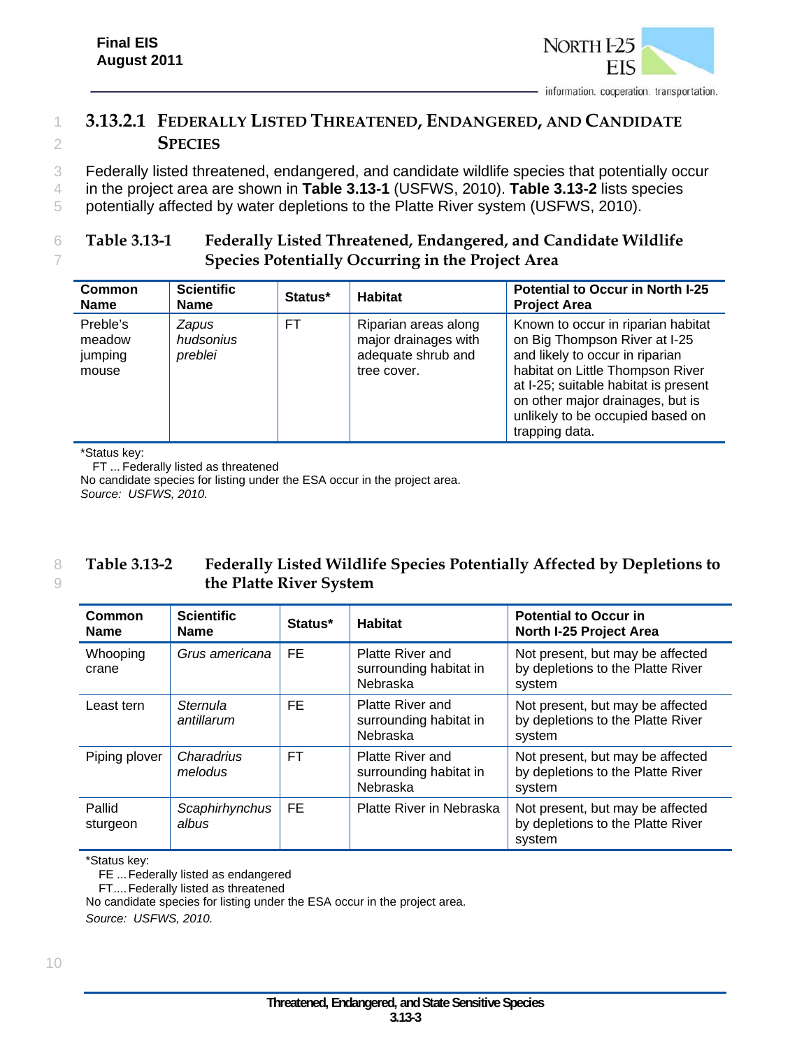### 3.13.2.1 Federally Listed Threatened, Endangered, and Candidate Species

Federally listed threatened, endangered, and candidate wildlife species that potentially occur in the project area are shown in **Table 3.13-1** (USFWS, 2010). **Table 3.13-2** lists species potentially affected by water depletions to the Platte River system (USFWS, 2010).

**Table 3.13-1 Federally Listed Threatened, Endangered, and Candidate Wildlife Species Potentially Occurring in the Project Area**

| Common Name | Scientific Name | Status* | Habitat | Potential to Occur in North I-25 Project Area |
|---|---|---|---|---|
| Preble's meadow jumping mouse | *Zapus hudsonius preblei* | FT | Riparian areas along major drainages with adequate shrub and tree cover. | Known to occur in riparian habitat on Big Thompson River at I-25 and likely to occur in riparian habitat on Little Thompson River at I-25; suitable habitat is present on other major drainages, but is unlikely to be occupied based on trapping data. |

*Status key:
FT ... Federally listed as threatened
No candidate species for listing under the ESA occur in the project area.
*Source: USFWS, 2010.*

**Table 3.13-2 Federally Listed Wildlife Species Potentially Affected by Depletions to the Platte River System**

| Common Name | Scientific Name | Status* | Habitat | Potential to Occur in North I-25 Project Area |
|---|---|---|---|---|
| Whooping crane | *Grus americana* | FE | Platte River and surrounding habitat in Nebraska | Not present, but may be affected by depletions to the Platte River system |
| Least tern | *Sternula antillarum* | FE | Platte River and surrounding habitat in Nebraska | Not present, but may be affected by depletions to the Platte River system |
| Piping plover | *Charadrius melodus* | FT | Platte River and surrounding habitat in Nebraska | Not present, but may be affected by depletions to the Platte River system |
| Pallid sturgeon | *Scaphirhynchus albus* | FE | Platte River in Nebraska | Not present, but may be affected by depletions to the Platte River system |

*Status key:
FE ... Federally listed as endangered
FT.... Federally listed as threatened
No candidate species for listing under the ESA occur in the project area.
*Source: USFWS, 2010.*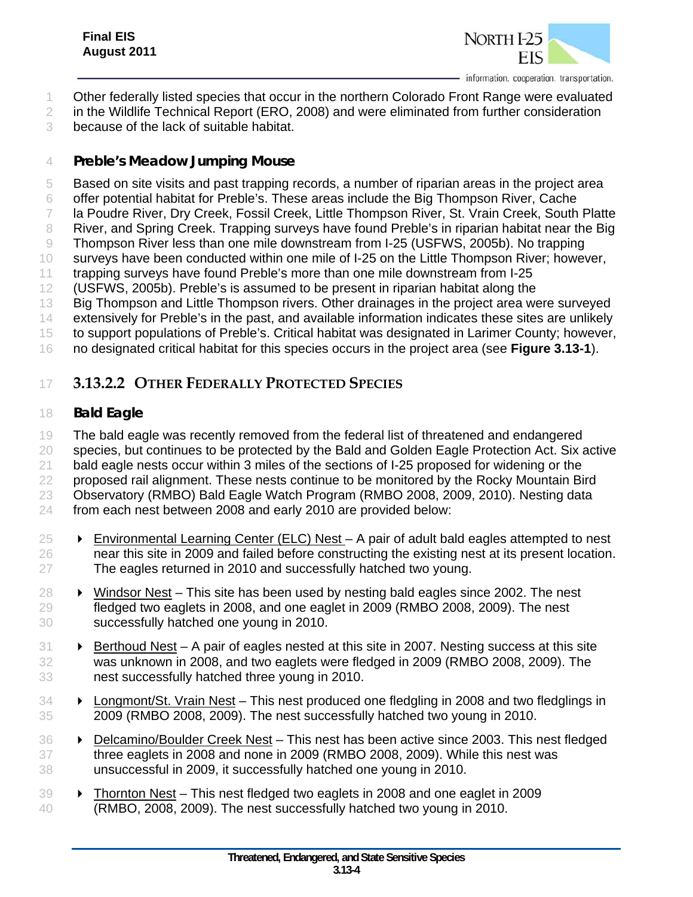Other federally listed species that occur in the northern Colorado Front Range were evaluated in the Wildlife Technical Report (ERO, 2008) and were eliminated from further consideration because of the lack of suitable habitat.

#### *Preble's Meadow Jumping Mouse*

Based on site visits and past trapping records, a number of riparian areas in the project area offer potential habitat for Preble's. These areas include the Big Thompson River, Cache la Poudre River, Dry Creek, Fossil Creek, Little Thompson River, St. Vrain Creek, South Platte River, and Spring Creek. Trapping surveys have found Preble's in riparian habitat near the Big Thompson River less than one mile downstream from I-25 (USFWS, 2005b). No trapping surveys have been conducted within one mile of I-25 on the Little Thompson River; however, trapping surveys have found Preble's more than one mile downstream from I-25 (USFWS, 2005b). Preble's is assumed to be present in riparian habitat along the Big Thompson and Little Thompson rivers. Other drainages in the project area were surveyed extensively for Preble's in the past, and available information indicates these sites are unlikely to support populations of Preble's. Critical habitat was designated in Larimer County; however, no designated critical habitat for this species occurs in the project area (see **Figure 3.13-1**).

### 3.13.2.2 Other Federally Protected Species

#### *Bald Eagle*

The bald eagle was recently removed from the federal list of threatened and endangered species, but continues to be protected by the Bald and Golden Eagle Protection Act. Six active bald eagle nests occur within 3 miles of the sections of I-25 proposed for widening or the proposed rail alignment. These nests continue to be monitored by the Rocky Mountain Bird Observatory (RMBO) Bald Eagle Watch Program (RMBO 2008, 2009, 2010). Nesting data from each nest between 2008 and early 2010 are provided below:

- <u>Environmental Learning Center (ELC) Nest</u> – A pair of adult bald eagles attempted to nest near this site in 2009 and failed before constructing the existing nest at its present location. The eagles returned in 2010 and successfully hatched two young.
- <u>Windsor Nest</u> – This site has been used by nesting bald eagles since 2002. The nest fledged two eaglets in 2008, and one eaglet in 2009 (RMBO 2008, 2009). The nest successfully hatched one young in 2010.
- <u>Berthoud Nest</u> – A pair of eagles nested at this site in 2007. Nesting success at this site was unknown in 2008, and two eaglets were fledged in 2009 (RMBO 2008, 2009). The nest successfully hatched three young in 2010.
- <u>Longmont/St. Vrain Nest</u> – This nest produced one fledgling in 2008 and two fledglings in 2009 (RMBO 2008, 2009). The nest successfully hatched two young in 2010.
- <u>Delcamino/Boulder Creek Nest</u> – This nest has been active since 2003. This nest fledged three eaglets in 2008 and none in 2009 (RMBO 2008, 2009). While this nest was unsuccessful in 2009, it successfully hatched one young in 2010.
- <u>Thornton Nest</u> – This nest fledged two eaglets in 2008 and one eaglet in 2009 (RMBO, 2008, 2009). The nest successfully hatched two young in 2010.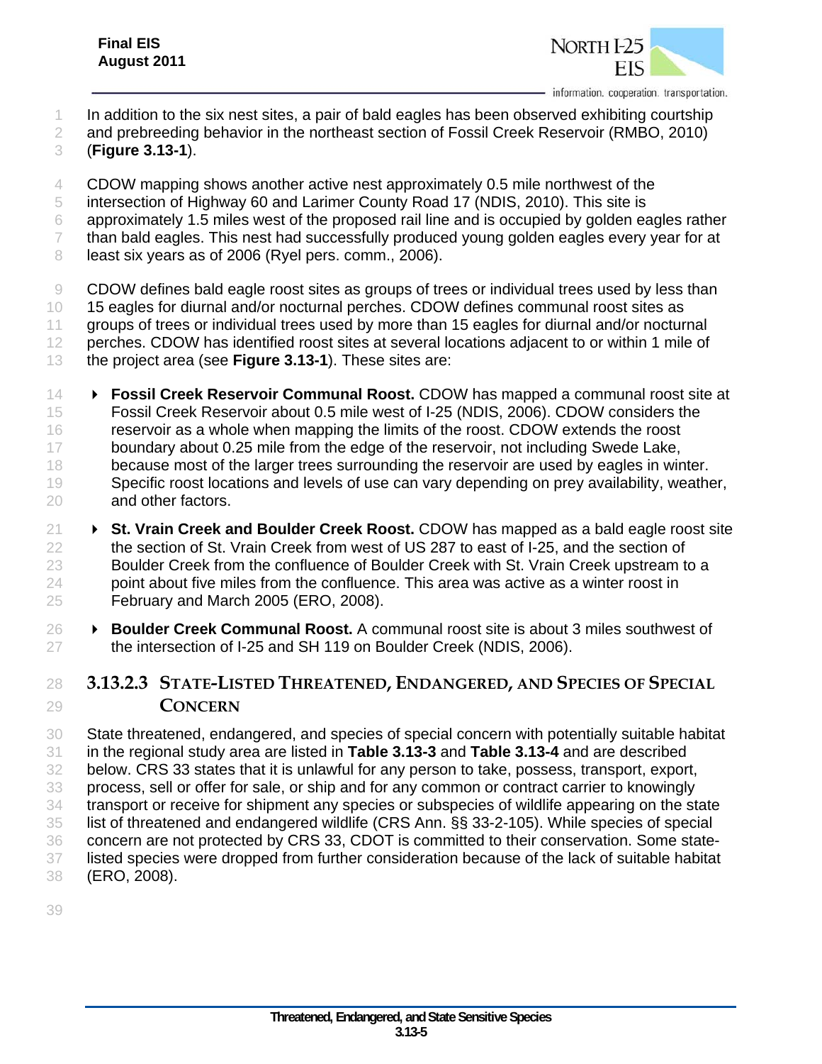In addition to the six nest sites, a pair of bald eagles has been observed exhibiting courtship and prebreeding behavior in the northeast section of Fossil Creek Reservoir (RMBO, 2010) (**Figure 3.13-1**).

CDOW mapping shows another active nest approximately 0.5 mile northwest of the intersection of Highway 60 and Larimer County Road 17 (NDIS, 2010). This site is approximately 1.5 miles west of the proposed rail line and is occupied by golden eagles rather than bald eagles. This nest had successfully produced young golden eagles every year for at least six years as of 2006 (Ryel pers. comm., 2006).

CDOW defines bald eagle roost sites as groups of trees or individual trees used by less than 15 eagles for diurnal and/or nocturnal perches. CDOW defines communal roost sites as groups of trees or individual trees used by more than 15 eagles for diurnal and/or nocturnal perches. CDOW has identified roost sites at several locations adjacent to or within 1 mile of the project area (see **Figure 3.13-1**). These sites are:

- **Fossil Creek Reservoir Communal Roost.** CDOW has mapped a communal roost site at Fossil Creek Reservoir about 0.5 mile west of I-25 (NDIS, 2006). CDOW considers the reservoir as a whole when mapping the limits of the roost. CDOW extends the roost boundary about 0.25 mile from the edge of the reservoir, not including Swede Lake, because most of the larger trees surrounding the reservoir are used by eagles in winter. Specific roost locations and levels of use can vary depending on prey availability, weather, and other factors.
- **St. Vrain Creek and Boulder Creek Roost.** CDOW has mapped as a bald eagle roost site the section of St. Vrain Creek from west of US 287 to east of I-25, and the section of Boulder Creek from the confluence of Boulder Creek with St. Vrain Creek upstream to a point about five miles from the confluence. This area was active as a winter roost in February and March 2005 (ERO, 2008).
- **Boulder Creek Communal Roost.** A communal roost site is about 3 miles southwest of the intersection of I-25 and SH 119 on Boulder Creek (NDIS, 2006).

### 3.13.2.3 State-Listed Threatened, Endangered, and Species of Special Concern

State threatened, endangered, and species of special concern with potentially suitable habitat in the regional study area are listed in **Table 3.13-3** and **Table 3.13-4** and are described below. CRS 33 states that it is unlawful for any person to take, possess, transport, export, process, sell or offer for sale, or ship and for any common or contract carrier to knowingly transport or receive for shipment any species or subspecies of wildlife appearing on the state list of threatened and endangered wildlife (CRS Ann. §§ 33-2-105). While species of special concern are not protected by CRS 33, CDOT is committed to their conservation. Some state-listed species were dropped from further consideration because of the lack of suitable habitat (ERO, 2008).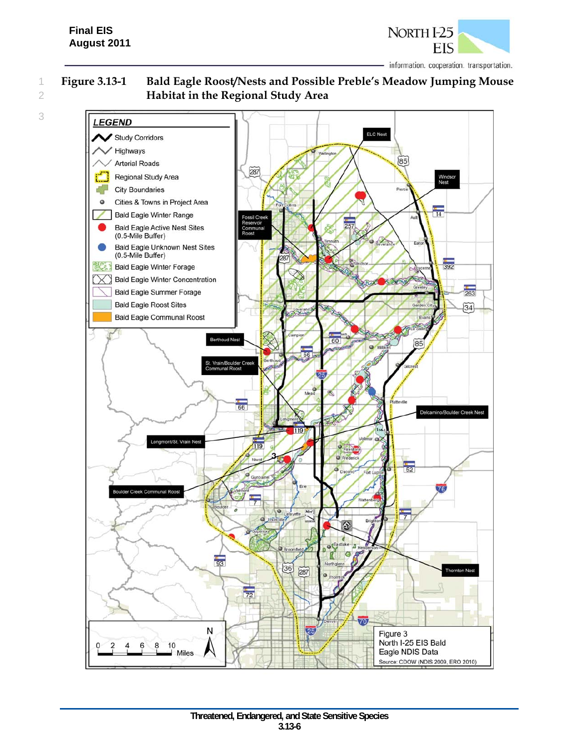Figure 3.13-1 Bald Eagle Roost/Nests and Possible Preble's Meadow Jumping Mouse Habitat in the Regional Study Area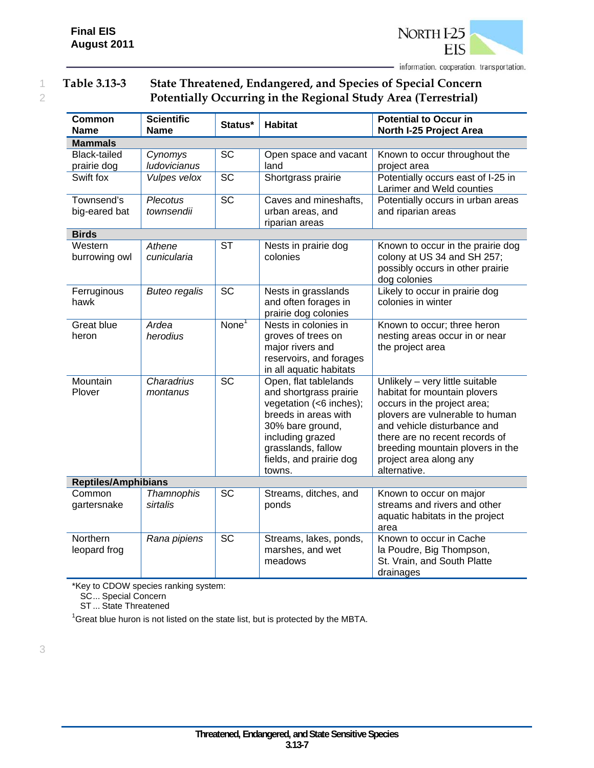**Table 3.13-3 State Threatened, Endangered, and Species of Special Concern Potentially Occurring in the Regional Study Area (Terrestrial)**

| Common Name | Scientific Name | Status* | Habitat | Potential to Occur in North I-25 Project Area |
|---|---|---|---|---|
| **Mammals** | | | | |
| Black-tailed prairie dog | *Cynomys ludovicianus* | SC | Open space and vacant land | Known to occur throughout the project area |
| Swift fox | *Vulpes velox* | SC | Shortgrass prairie | Potentially occurs east of I-25 in Larimer and Weld counties |
| Townsend's big-eared bat | *Plecotus townsendii* | SC | Caves and mineshafts, urban areas, and riparian areas | Potentially occurs in urban areas and riparian areas |
| **Birds** | | | | |
| Western burrowing owl | *Athene cunicularia* | ST | Nests in prairie dog colonies | Known to occur in the prairie dog colony at US 34 and SH 257; possibly occurs in other prairie dog colonies |
| Ferruginous hawk | *Buteo regalis* | SC | Nests in grasslands and often forages in prairie dog colonies | Likely to occur in prairie dog colonies in winter |
| Great blue heron | *Ardea herodius* | None[1] | Nests in colonies in groves of trees on major rivers and reservoirs, and forages in all aquatic habitats | Known to occur; three heron nesting areas occur in or near the project area |
| Mountain Plover | *Charadrius montanus* | SC | Open, flat tablelands and shortgrass prairie vegetation (<6 inches); breeds in areas with 30% bare ground, including grazed grasslands, fallow fields, and prairie dog towns. | Unlikely – very little suitable habitat for mountain plovers occurs in the project area; plovers are vulnerable to human and vehicle disturbance and there are no recent records of breeding mountain plovers in the project area along any alternative. |
| **Reptiles/Amphibians** | | | | |
| Common gartersnake | *Thamnophis sirtalis* | SC | Streams, ditches, and ponds | Known to occur on major streams and rivers and other aquatic habitats in the project area |
| Northern leopard frog | *Rana pipiens* | SC | Streams, lakes, ponds, marshes, and wet meadows | Known to occur in Cache la Poudre, Big Thompson, St. Vrain, and South Platte drainages |

*Key to CDOW species ranking system:
SC ... Special Concern
ST ... State Threatened

[1]Great blue huron is not listed on the state list, but is protected by the MBTA.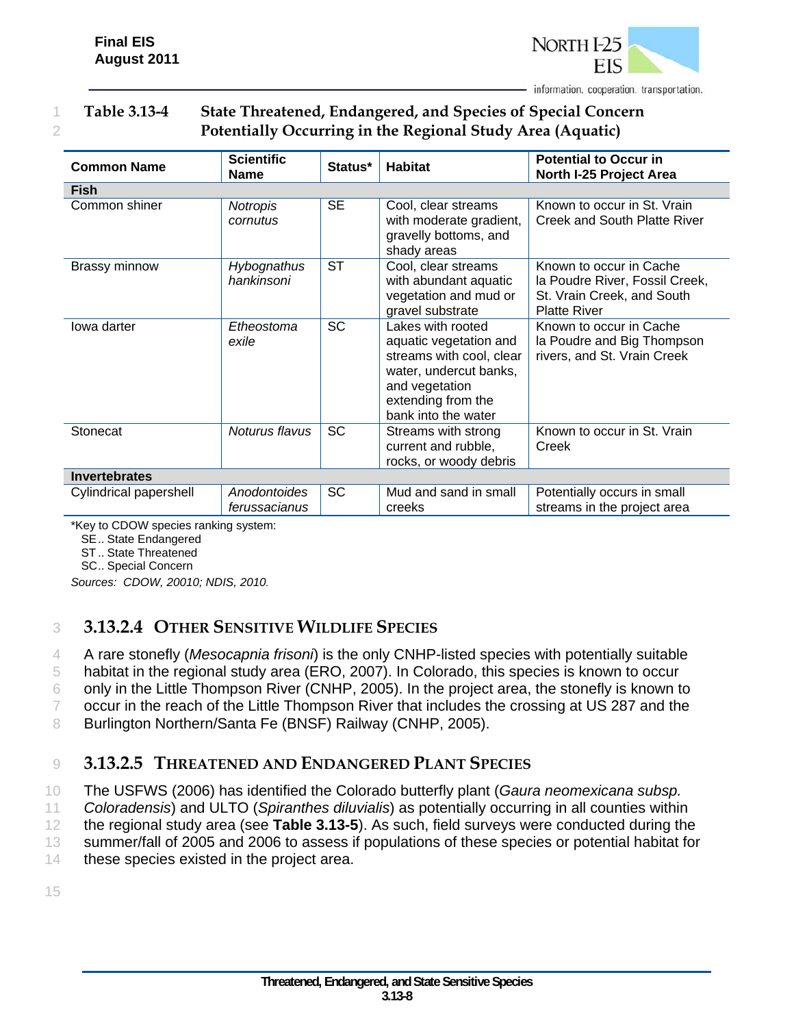**Table 3.13-4 State Threatened, Endangered, and Species of Special Concern Potentially Occurring in the Regional Study Area (Aquatic)**

| Common Name | Scientific Name | Status* | Habitat | Potential to Occur in North I-25 Project Area |
|---|---|---|---|---|
| **Fish** | | | | |
| Common shiner | *Notropis cornutus* | SE | Cool, clear streams with moderate gradient, gravelly bottoms, and shady areas | Known to occur in St. Vrain Creek and South Platte River |
| Brassy minnow | *Hybognathus hankinsoni* | ST | Cool, clear streams with abundant aquatic vegetation and mud or gravel substrate | Known to occur in Cache la Poudre River, Fossil Creek, St. Vrain Creek, and South Platte River |
| Iowa darter | *Etheostoma exile* | SC | Lakes with rooted aquatic vegetation and streams with cool, clear water, undercut banks, and vegetation extending from the bank into the water | Known to occur in Cache la Poudre and Big Thompson rivers, and St. Vrain Creek |
| Stonecat | *Noturus flavus* | SC | Streams with strong current and rubble, rocks, or woody debris | Known to occur in St. Vrain Creek |
| **Invertebrates** | | | | |
| Cylindrical papershell | *Anodontoides ferussacianus* | SC | Mud and sand in small creeks | Potentially occurs in small streams in the project area |

*Key to CDOW species ranking system:
SE.. State Endangered
ST.. State Threatened
SC.. Special Concern

*Sources: CDOW, 20010; NDIS, 2010.*

### 3.13.2.4 Other Sensitive Wildlife Species

A rare stonefly (*Mesocapnia frisoni*) is the only CNHP-listed species with potentially suitable habitat in the regional study area (ERO, 2007). In Colorado, this species is known to occur only in the Little Thompson River (CNHP, 2005). In the project area, the stonefly is known to occur in the reach of the Little Thompson River that includes the crossing at US 287 and the Burlington Northern/Santa Fe (BNSF) Railway (CNHP, 2005).

### 3.13.2.5 Threatened and Endangered Plant Species

The USFWS (2006) has identified the Colorado butterfly plant (*Gaura neomexicana subsp. Coloradensis*) and ULTO (*Spiranthes diluvialis*) as potentially occurring in all counties within the regional study area (see **Table 3.13-5**). As such, field surveys were conducted during the summer/fall of 2005 and 2006 to assess if populations of these species or potential habitat for these species existed in the project area.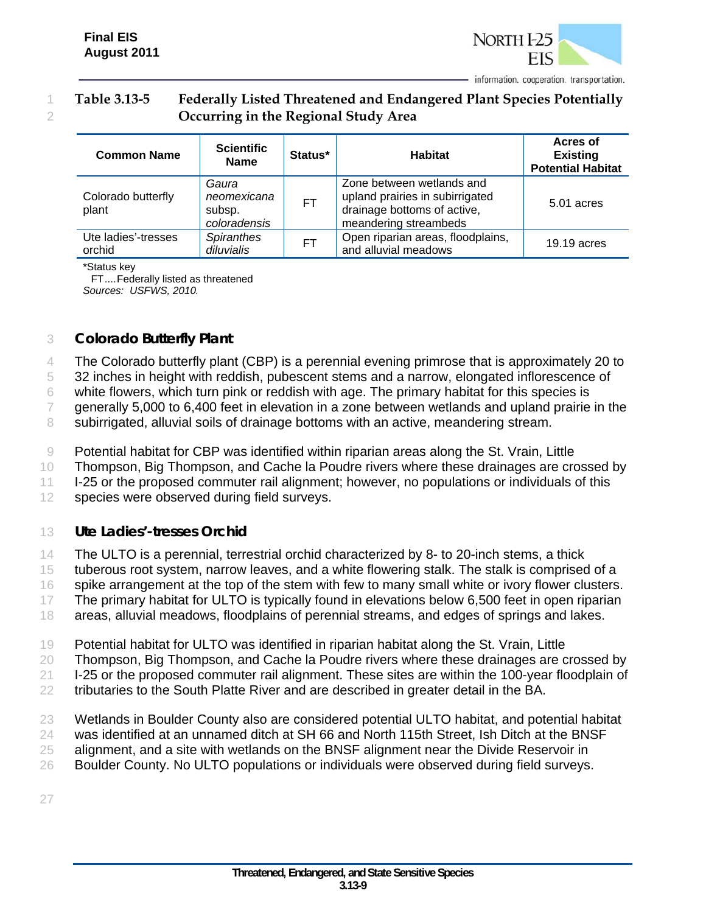**Table 3.13-5 Federally Listed Threatened and Endangered Plant Species Potentially Occurring in the Regional Study Area**

| Common Name | Scientific Name | Status* | Habitat | Acres of Existing Potential Habitat |
|---|---|---|---|---|
| Colorado butterfly plant | *Gaura neomexicana* subsp. *coloradensis* | FT | Zone between wetlands and upland prairies in subirrigated drainage bottoms of active, meandering streambeds | 5.01 acres |
| Ute ladies'-tresses orchid | *Spiranthes diluvialis* | FT | Open riparian areas, floodplains, and alluvial meadows | 19.19 acres |

*Status key
FT....Federally listed as threatened
*Sources: USFWS, 2010.*

### Colorado Butterfly Plant

The Colorado butterfly plant (CBP) is a perennial evening primrose that is approximately 20 to 32 inches in height with reddish, pubescent stems and a narrow, elongated inflorescence of white flowers, which turn pink or reddish with age. The primary habitat for this species is generally 5,000 to 6,400 feet in elevation in a zone between wetlands and upland prairie in the subirrigated, alluvial soils of drainage bottoms with an active, meandering stream.

Potential habitat for CBP was identified within riparian areas along the St. Vrain, Little Thompson, Big Thompson, and Cache la Poudre rivers where these drainages are crossed by I-25 or the proposed commuter rail alignment; however, no populations or individuals of this species were observed during field surveys.

### Ute Ladies'-tresses Orchid

The ULTO is a perennial, terrestrial orchid characterized by 8- to 20-inch stems, a thick tuberous root system, narrow leaves, and a white flowering stalk. The stalk is comprised of a spike arrangement at the top of the stem with few to many small white or ivory flower clusters. The primary habitat for ULTO is typically found in elevations below 6,500 feet in open riparian areas, alluvial meadows, floodplains of perennial streams, and edges of springs and lakes.

Potential habitat for ULTO was identified in riparian habitat along the St. Vrain, Little Thompson, Big Thompson, and Cache la Poudre rivers where these drainages are crossed by I-25 or the proposed commuter rail alignment. These sites are within the 100-year floodplain of tributaries to the South Platte River and are described in greater detail in the BA.

Wetlands in Boulder County also are considered potential ULTO habitat, and potential habitat was identified at an unnamed ditch at SH 66 and North 115th Street, Ish Ditch at the BNSF alignment, and a site with wetlands on the BNSF alignment near the Divide Reservoir in Boulder County. No ULTO populations or individuals were observed during field surveys.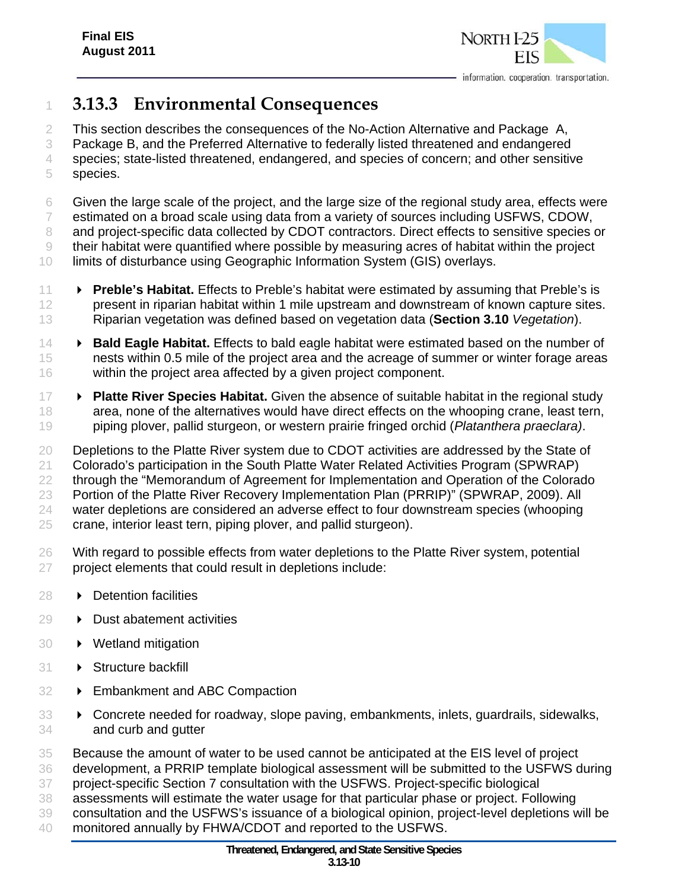### 3.13.3 Environmental Consequences

This section describes the consequences of the No-Action Alternative and Package A, Package B, and the Preferred Alternative to federally listed threatened and endangered species; state-listed threatened, endangered, and species of concern; and other sensitive species.

Given the large scale of the project, and the large size of the regional study area, effects were estimated on a broad scale using data from a variety of sources including USFWS, CDOW, and project-specific data collected by CDOT contractors. Direct effects to sensitive species or their habitat were quantified where possible by measuring acres of habitat within the project limits of disturbance using Geographic Information System (GIS) overlays.

- **Preble's Habitat.** Effects to Preble's habitat were estimated by assuming that Preble's is present in riparian habitat within 1 mile upstream and downstream of known capture sites. Riparian vegetation was defined based on vegetation data (**Section 3.10** *Vegetation*).
- **Bald Eagle Habitat.** Effects to bald eagle habitat were estimated based on the number of nests within 0.5 mile of the project area and the acreage of summer or winter forage areas within the project area affected by a given project component.
- **Platte River Species Habitat.** Given the absence of suitable habitat in the regional study area, none of the alternatives would have direct effects on the whooping crane, least tern, piping plover, pallid sturgeon, or western prairie fringed orchid (*Platanthera praeclara)*.

Depletions to the Platte River system due to CDOT activities are addressed by the State of Colorado's participation in the South Platte Water Related Activities Program (SPWRAP) through the "Memorandum of Agreement for Implementation and Operation of the Colorado Portion of the Platte River Recovery Implementation Plan (PRRIP)" (SPWRAP, 2009). All water depletions are considered an adverse effect to four downstream species (whooping crane, interior least tern, piping plover, and pallid sturgeon).

With regard to possible effects from water depletions to the Platte River system, potential project elements that could result in depletions include:

- Detention facilities
- Dust abatement activities
- Wetland mitigation
- Structure backfill
- Embankment and ABC Compaction
- Concrete needed for roadway, slope paving, embankments, inlets, guardrails, sidewalks, and curb and gutter

Because the amount of water to be used cannot be anticipated at the EIS level of project development, a PRRIP template biological assessment will be submitted to the USFWS during project-specific Section 7 consultation with the USFWS. Project-specific biological assessments will estimate the water usage for that particular phase or project. Following consultation and the USFWS's issuance of a biological opinion, project-level depletions will be monitored annually by FHWA/CDOT and reported to the USFWS.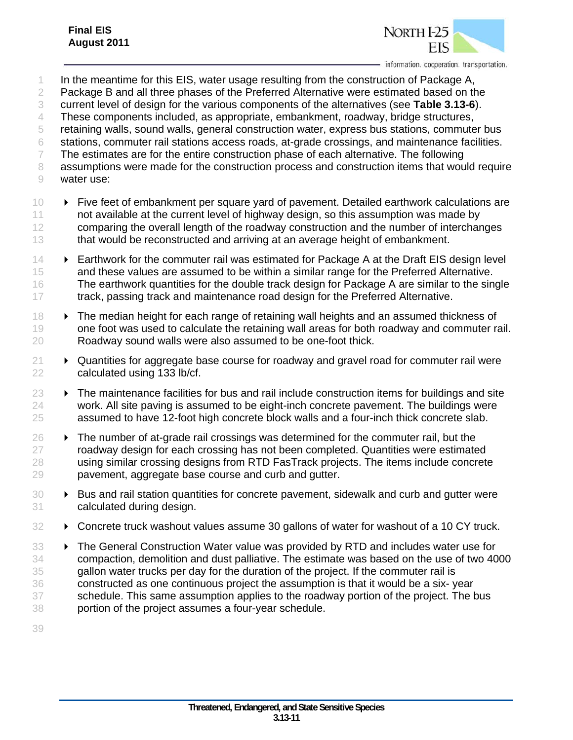In the meantime for this EIS, water usage resulting from the construction of Package A, Package B and all three phases of the Preferred Alternative were estimated based on the current level of design for the various components of the alternatives (see **Table 3.13-6**). These components included, as appropriate, embankment, roadway, bridge structures, retaining walls, sound walls, general construction water, express bus stations, commuter bus stations, commuter rail stations access roads, at-grade crossings, and maintenance facilities. The estimates are for the entire construction phase of each alternative. The following assumptions were made for the construction process and construction items that would require water use:

- Five feet of embankment per square yard of pavement. Detailed earthwork calculations are not available at the current level of highway design, so this assumption was made by comparing the overall length of the roadway construction and the number of interchanges that would be reconstructed and arriving at an average height of embankment.
- Earthwork for the commuter rail was estimated for Package A at the Draft EIS design level and these values are assumed to be within a similar range for the Preferred Alternative. The earthwork quantities for the double track design for Package A are similar to the single track, passing track and maintenance road design for the Preferred Alternative.
- The median height for each range of retaining wall heights and an assumed thickness of one foot was used to calculate the retaining wall areas for both roadway and commuter rail. Roadway sound walls were also assumed to be one-foot thick.
- Quantities for aggregate base course for roadway and gravel road for commuter rail were calculated using 133 lb/cf.
- The maintenance facilities for bus and rail include construction items for buildings and site work. All site paving is assumed to be eight-inch concrete pavement. The buildings were assumed to have 12-foot high concrete block walls and a four-inch thick concrete slab.
- The number of at-grade rail crossings was determined for the commuter rail, but the roadway design for each crossing has not been completed. Quantities were estimated using similar crossing designs from RTD FasTrack projects. The items include concrete pavement, aggregate base course and curb and gutter.
- Bus and rail station quantities for concrete pavement, sidewalk and curb and gutter were calculated during design.
- Concrete truck washout values assume 30 gallons of water for washout of a 10 CY truck.
- The General Construction Water value was provided by RTD and includes water use for compaction, demolition and dust palliative. The estimate was based on the use of two 4000 gallon water trucks per day for the duration of the project. If the commuter rail is constructed as one continuous project the assumption is that it would be a six- year schedule. This same assumption applies to the roadway portion of the project. The bus portion of the project assumes a four-year schedule.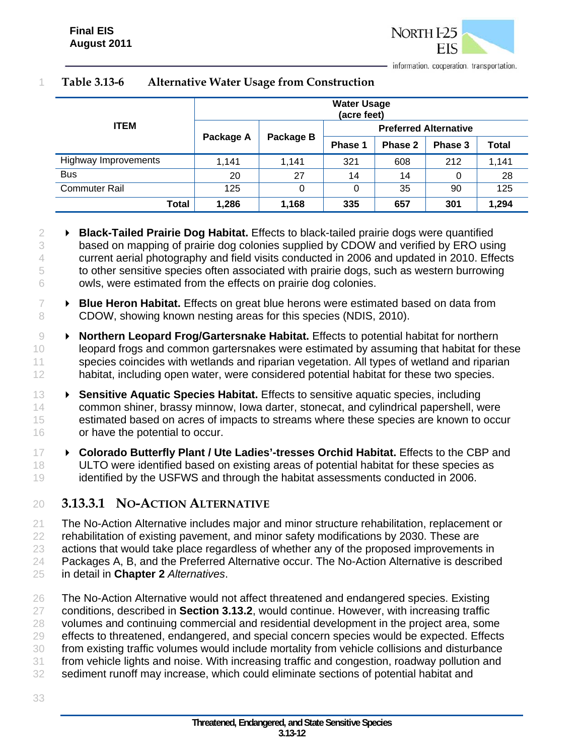**Table 3.13-6 Alternative Water Usage from Construction**

| ITEM | Water Usage (acre feet) | | | | | |
|---|---|---|---|---|---|---|
| | Package A | Package B | Preferred Alternative | | | |
| | | | Phase 1 | Phase 2 | Phase 3 | Total |
| Highway Improvements | 1,141 | 1,141 | 321 | 608 | 212 | 1,141 |
| Bus | 20 | 27 | 14 | 14 | 0 | 28 |
| Commuter Rail | 125 | 0 | 0 | 35 | 90 | 125 |
| **Total** | **1,286** | **1,168** | **335** | **657** | **301** | **1,294** |

- **Black-Tailed Prairie Dog Habitat.** Effects to black-tailed prairie dogs were quantified based on mapping of prairie dog colonies supplied by CDOW and verified by ERO using current aerial photography and field visits conducted in 2006 and updated in 2010. Effects to other sensitive species often associated with prairie dogs, such as western burrowing owls, were estimated from the effects on prairie dog colonies.
- **Blue Heron Habitat.** Effects on great blue herons were estimated based on data from CDOW, showing known nesting areas for this species (NDIS, 2010).
- **Northern Leopard Frog/Gartersnake Habitat.** Effects to potential habitat for northern leopard frogs and common gartersnakes were estimated by assuming that habitat for these species coincides with wetlands and riparian vegetation. All types of wetland and riparian habitat, including open water, were considered potential habitat for these two species.
- **Sensitive Aquatic Species Habitat.** Effects to sensitive aquatic species, including common shiner, brassy minnow, Iowa darter, stonecat, and cylindrical papershell, were estimated based on acres of impacts to streams where these species are known to occur or have the potential to occur.
- **Colorado Butterfly Plant / Ute Ladies'-tresses Orchid Habitat.** Effects to the CBP and ULTO were identified based on existing areas of potential habitat for these species as identified by the USFWS and through the habitat assessments conducted in 2006.

### 3.13.3.1 No-Action Alternative

The No-Action Alternative includes major and minor structure rehabilitation, replacement or rehabilitation of existing pavement, and minor safety modifications by 2030. These are actions that would take place regardless of whether any of the proposed improvements in Packages A, B, and the Preferred Alternative occur. The No-Action Alternative is described in detail in **Chapter 2** *Alternatives*.

The No-Action Alternative would not affect threatened and endangered species. Existing conditions, described in **Section 3.13.2**, would continue. However, with increasing traffic volumes and continuing commercial and residential development in the project area, some effects to threatened, endangered, and special concern species would be expected. Effects from existing traffic volumes would include mortality from vehicle collisions and disturbance from vehicle lights and noise. With increasing traffic and congestion, roadway pollution and sediment runoff may increase, which could eliminate sections of potential habitat and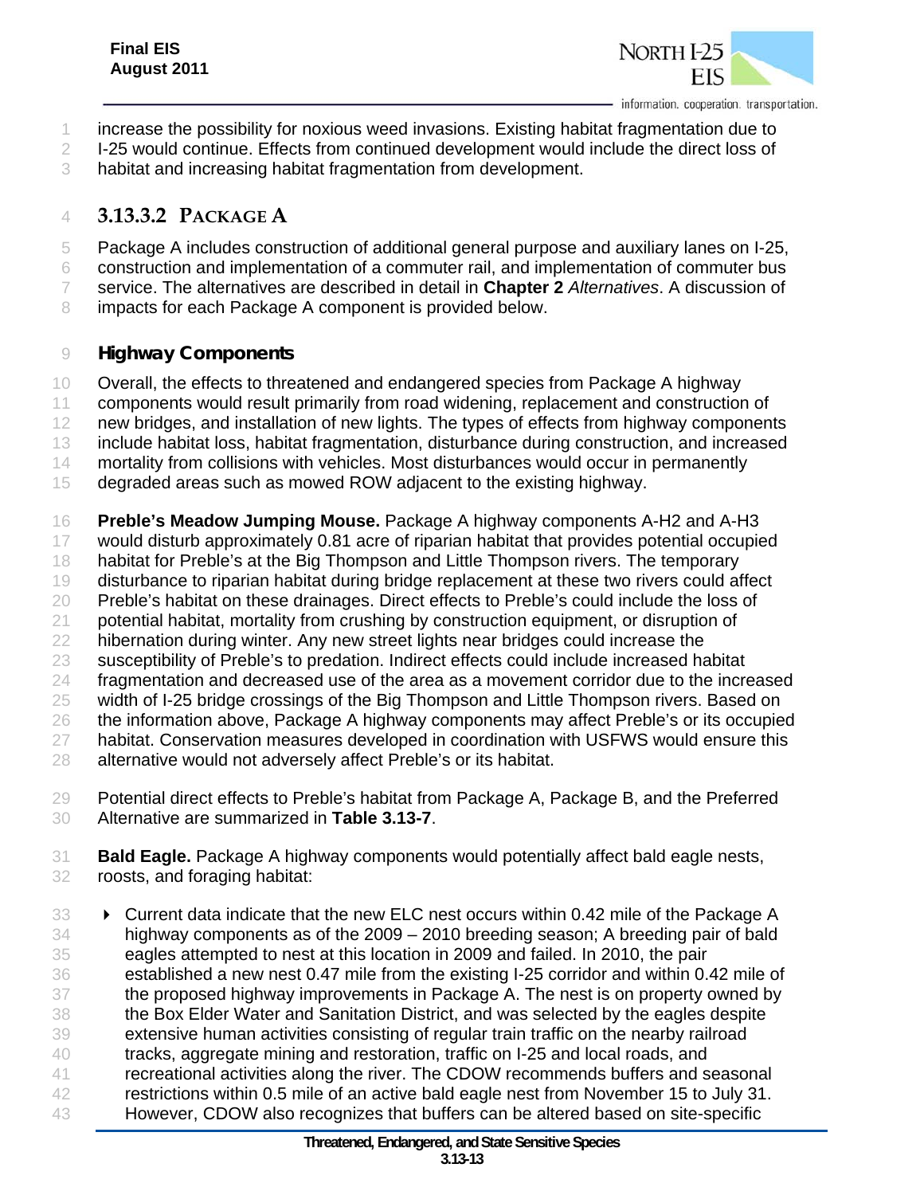increase the possibility for noxious weed invasions. Existing habitat fragmentation due to I-25 would continue. Effects from continued development would include the direct loss of habitat and increasing habitat fragmentation from development.

### 3.13.3.2 PACKAGE A

Package A includes construction of additional general purpose and auxiliary lanes on I-25, construction and implementation of a commuter rail, and implementation of commuter bus service. The alternatives are described in detail in **Chapter 2** *Alternatives*. A discussion of impacts for each Package A component is provided below.

#### Highway Components

Overall, the effects to threatened and endangered species from Package A highway components would result primarily from road widening, replacement and construction of new bridges, and installation of new lights. The types of effects from highway components include habitat loss, habitat fragmentation, disturbance during construction, and increased mortality from collisions with vehicles. Most disturbances would occur in permanently degraded areas such as mowed ROW adjacent to the existing highway.

**Preble's Meadow Jumping Mouse.** Package A highway components A-H2 and A-H3 would disturb approximately 0.81 acre of riparian habitat that provides potential occupied habitat for Preble's at the Big Thompson and Little Thompson rivers. The temporary disturbance to riparian habitat during bridge replacement at these two rivers could affect Preble's habitat on these drainages. Direct effects to Preble's could include the loss of potential habitat, mortality from crushing by construction equipment, or disruption of hibernation during winter. Any new street lights near bridges could increase the susceptibility of Preble's to predation. Indirect effects could include increased habitat fragmentation and decreased use of the area as a movement corridor due to the increased width of I-25 bridge crossings of the Big Thompson and Little Thompson rivers. Based on the information above, Package A highway components may affect Preble's or its occupied habitat. Conservation measures developed in coordination with USFWS would ensure this alternative would not adversely affect Preble's or its habitat.

Potential direct effects to Preble's habitat from Package A, Package B, and the Preferred Alternative are summarized in **Table 3.13-7**.

**Bald Eagle.** Package A highway components would potentially affect bald eagle nests, roosts, and foraging habitat:

- Current data indicate that the new ELC nest occurs within 0.42 mile of the Package A highway components as of the 2009 – 2010 breeding season; A breeding pair of bald eagles attempted to nest at this location in 2009 and failed. In 2010, the pair established a new nest 0.47 mile from the existing I-25 corridor and within 0.42 mile of the proposed highway improvements in Package A. The nest is on property owned by the Box Elder Water and Sanitation District, and was selected by the eagles despite extensive human activities consisting of regular train traffic on the nearby railroad tracks, aggregate mining and restoration, traffic on I-25 and local roads, and recreational activities along the river. The CDOW recommends buffers and seasonal restrictions within 0.5 mile of an active bald eagle nest from November 15 to July 31. However, CDOW also recognizes that buffers can be altered based on site-specific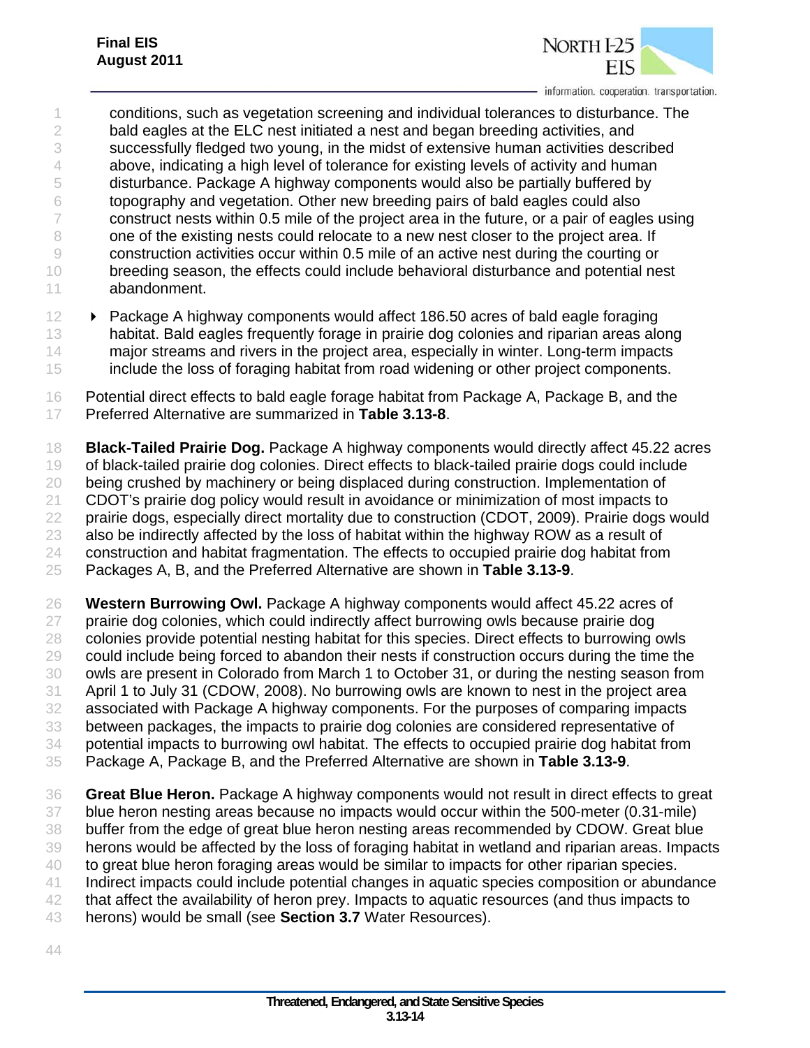conditions, such as vegetation screening and individual tolerances to disturbance. The bald eagles at the ELC nest initiated a nest and began breeding activities, and successfully fledged two young, in the midst of extensive human activities described above, indicating a high level of tolerance for existing levels of activity and human disturbance. Package A highway components would also be partially buffered by topography and vegetation. Other new breeding pairs of bald eagles could also construct nests within 0.5 mile of the project area in the future, or a pair of eagles using one of the existing nests could relocate to a new nest closer to the project area. If construction activities occur within 0.5 mile of an active nest during the courting or breeding season, the effects could include behavioral disturbance and potential nest abandonment.

- Package A highway components would affect 186.50 acres of bald eagle foraging habitat. Bald eagles frequently forage in prairie dog colonies and riparian areas along major streams and rivers in the project area, especially in winter. Long-term impacts include the loss of foraging habitat from road widening or other project components.

Potential direct effects to bald eagle forage habitat from Package A, Package B, and the Preferred Alternative are summarized in **Table 3.13-8**.

**Black-Tailed Prairie Dog.** Package A highway components would directly affect 45.22 acres of black-tailed prairie dog colonies. Direct effects to black-tailed prairie dogs could include being crushed by machinery or being displaced during construction. Implementation of CDOT's prairie dog policy would result in avoidance or minimization of most impacts to prairie dogs, especially direct mortality due to construction (CDOT, 2009). Prairie dogs would also be indirectly affected by the loss of habitat within the highway ROW as a result of construction and habitat fragmentation. The effects to occupied prairie dog habitat from Packages A, B, and the Preferred Alternative are shown in **Table 3.13-9**.

**Western Burrowing Owl.** Package A highway components would affect 45.22 acres of prairie dog colonies, which could indirectly affect burrowing owls because prairie dog colonies provide potential nesting habitat for this species. Direct effects to burrowing owls could include being forced to abandon their nests if construction occurs during the time the owls are present in Colorado from March 1 to October 31, or during the nesting season from April 1 to July 31 (CDOW, 2008). No burrowing owls are known to nest in the project area associated with Package A highway components. For the purposes of comparing impacts between packages, the impacts to prairie dog colonies are considered representative of potential impacts to burrowing owl habitat. The effects to occupied prairie dog habitat from Package A, Package B, and the Preferred Alternative are shown in **Table 3.13-9**.

**Great Blue Heron.** Package A highway components would not result in direct effects to great blue heron nesting areas because no impacts would occur within the 500-meter (0.31-mile) buffer from the edge of great blue heron nesting areas recommended by CDOW. Great blue herons would be affected by the loss of foraging habitat in wetland and riparian areas. Impacts to great blue heron foraging areas would be similar to impacts for other riparian species. Indirect impacts could include potential changes in aquatic species composition or abundance that affect the availability of heron prey. Impacts to aquatic resources (and thus impacts to herons) would be small (see **Section 3.7** Water Resources).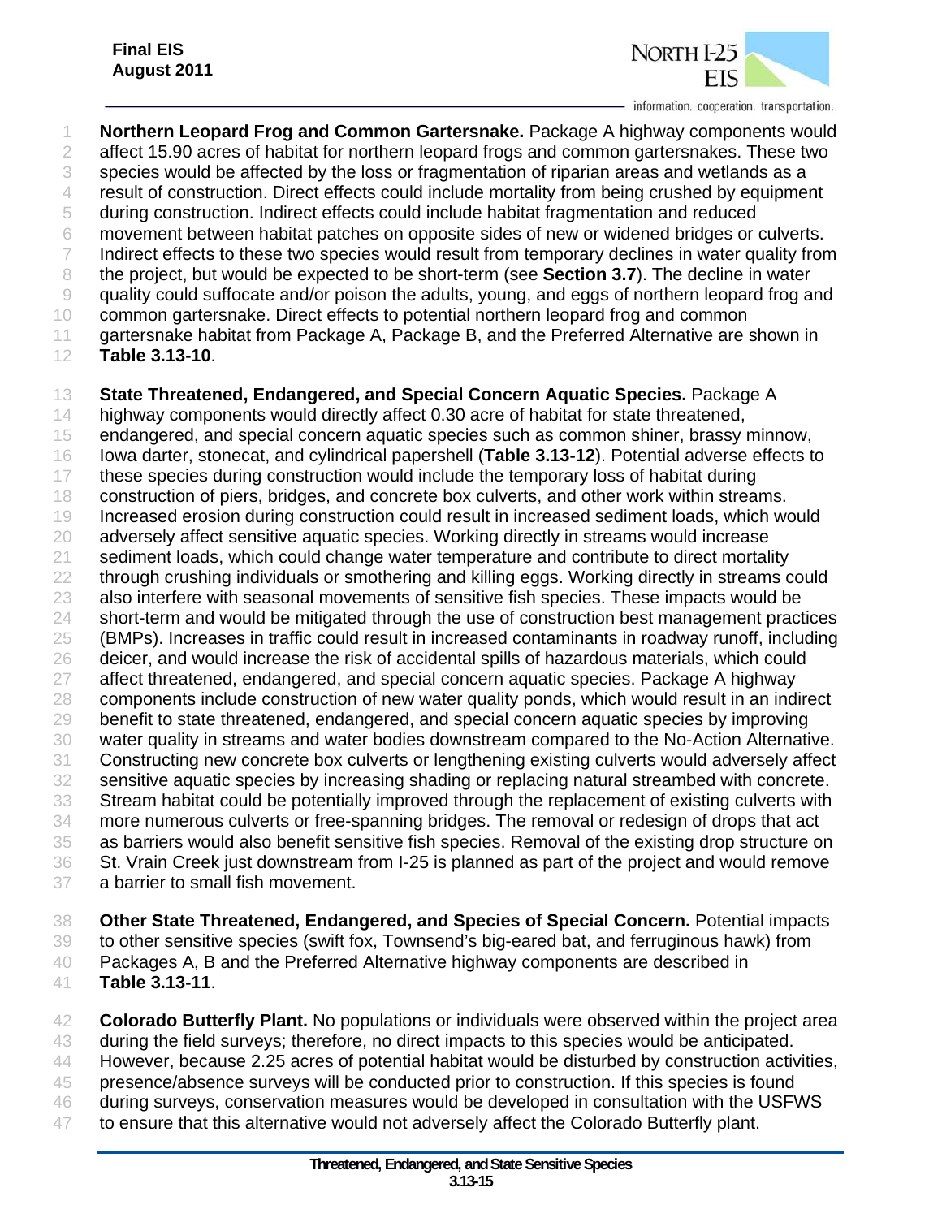**Northern Leopard Frog and Common Gartersnake.** Package A highway components would affect 15.90 acres of habitat for northern leopard frogs and common gartersnakes. These two species would be affected by the loss or fragmentation of riparian areas and wetlands as a result of construction. Direct effects could include mortality from being crushed by equipment during construction. Indirect effects could include habitat fragmentation and reduced movement between habitat patches on opposite sides of new or widened bridges or culverts. Indirect effects to these two species would result from temporary declines in water quality from the project, but would be expected to be short-term (see **Section 3.7**). The decline in water quality could suffocate and/or poison the adults, young, and eggs of northern leopard frog and common gartersnake. Direct effects to potential northern leopard frog and common gartersnake habitat from Package A, Package B, and the Preferred Alternative are shown in **Table 3.13-10**.

**State Threatened, Endangered, and Special Concern Aquatic Species.** Package A highway components would directly affect 0.30 acre of habitat for state threatened, endangered, and special concern aquatic species such as common shiner, brassy minnow, Iowa darter, stonecat, and cylindrical papershell (**Table 3.13-12**). Potential adverse effects to these species during construction would include the temporary loss of habitat during construction of piers, bridges, and concrete box culverts, and other work within streams. Increased erosion during construction could result in increased sediment loads, which would adversely affect sensitive aquatic species. Working directly in streams would increase sediment loads, which could change water temperature and contribute to direct mortality through crushing individuals or smothering and killing eggs. Working directly in streams could also interfere with seasonal movements of sensitive fish species. These impacts would be short-term and would be mitigated through the use of construction best management practices (BMPs). Increases in traffic could result in increased contaminants in roadway runoff, including deicer, and would increase the risk of accidental spills of hazardous materials, which could affect threatened, endangered, and special concern aquatic species. Package A highway components include construction of new water quality ponds, which would result in an indirect benefit to state threatened, endangered, and special concern aquatic species by improving water quality in streams and water bodies downstream compared to the No-Action Alternative. Constructing new concrete box culverts or lengthening existing culverts would adversely affect sensitive aquatic species by increasing shading or replacing natural streambed with concrete. Stream habitat could be potentially improved through the replacement of existing culverts with more numerous culverts or free-spanning bridges. The removal or redesign of drops that act as barriers would also benefit sensitive fish species. Removal of the existing drop structure on St. Vrain Creek just downstream from I-25 is planned as part of the project and would remove a barrier to small fish movement.

**Other State Threatened, Endangered, and Species of Special Concern.** Potential impacts to other sensitive species (swift fox, Townsend's big-eared bat, and ferruginous hawk) from Packages A, B and the Preferred Alternative highway components are described in **Table 3.13-11**.

**Colorado Butterfly Plant.** No populations or individuals were observed within the project area during the field surveys; therefore, no direct impacts to this species would be anticipated. However, because 2.25 acres of potential habitat would be disturbed by construction activities, presence/absence surveys will be conducted prior to construction. If this species is found during surveys, conservation measures would be developed in consultation with the USFWS to ensure that this alternative would not adversely affect the Colorado Butterfly plant.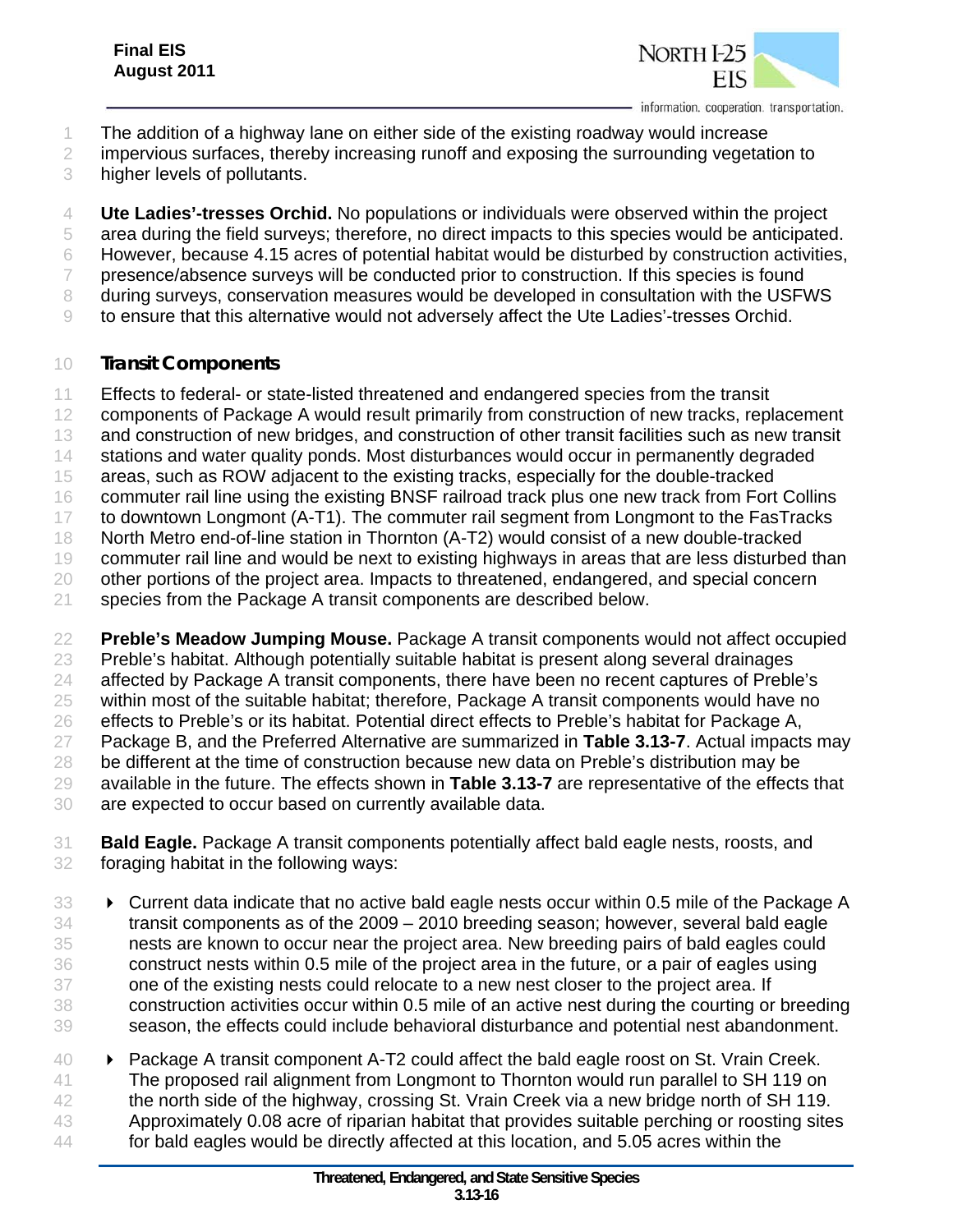The addition of a highway lane on either side of the existing roadway would increase impervious surfaces, thereby increasing runoff and exposing the surrounding vegetation to higher levels of pollutants.

**Ute Ladies'-tresses Orchid.** No populations or individuals were observed within the project area during the field surveys; therefore, no direct impacts to this species would be anticipated. However, because 4.15 acres of potential habitat would be disturbed by construction activities, presence/absence surveys will be conducted prior to construction. If this species is found during surveys, conservation measures would be developed in consultation with the USFWS to ensure that this alternative would not adversely affect the Ute Ladies'-tresses Orchid.

### Transit Components

Effects to federal- or state-listed threatened and endangered species from the transit components of Package A would result primarily from construction of new tracks, replacement and construction of new bridges, and construction of other transit facilities such as new transit stations and water quality ponds. Most disturbances would occur in permanently degraded areas, such as ROW adjacent to the existing tracks, especially for the double-tracked commuter rail line using the existing BNSF railroad track plus one new track from Fort Collins to downtown Longmont (A-T1). The commuter rail segment from Longmont to the FasTracks North Metro end-of-line station in Thornton (A-T2) would consist of a new double-tracked commuter rail line and would be next to existing highways in areas that are less disturbed than other portions of the project area. Impacts to threatened, endangered, and special concern species from the Package A transit components are described below.

**Preble's Meadow Jumping Mouse.** Package A transit components would not affect occupied Preble's habitat. Although potentially suitable habitat is present along several drainages affected by Package A transit components, there have been no recent captures of Preble's within most of the suitable habitat; therefore, Package A transit components would have no effects to Preble's or its habitat. Potential direct effects to Preble's habitat for Package A, Package B, and the Preferred Alternative are summarized in **Table 3.13-7**. Actual impacts may be different at the time of construction because new data on Preble's distribution may be available in the future. The effects shown in **Table 3.13-7** are representative of the effects that are expected to occur based on currently available data.

**Bald Eagle.** Package A transit components potentially affect bald eagle nests, roosts, and foraging habitat in the following ways:

- Current data indicate that no active bald eagle nests occur within 0.5 mile of the Package A transit components as of the 2009 – 2010 breeding season; however, several bald eagle nests are known to occur near the project area. New breeding pairs of bald eagles could construct nests within 0.5 mile of the project area in the future, or a pair of eagles using one of the existing nests could relocate to a new nest closer to the project area. If construction activities occur within 0.5 mile of an active nest during the courting or breeding season, the effects could include behavioral disturbance and potential nest abandonment.
- Package A transit component A-T2 could affect the bald eagle roost on St. Vrain Creek. The proposed rail alignment from Longmont to Thornton would run parallel to SH 119 on the north side of the highway, crossing St. Vrain Creek via a new bridge north of SH 119. Approximately 0.08 acre of riparian habitat that provides suitable perching or roosting sites for bald eagles would be directly affected at this location, and 5.05 acres within the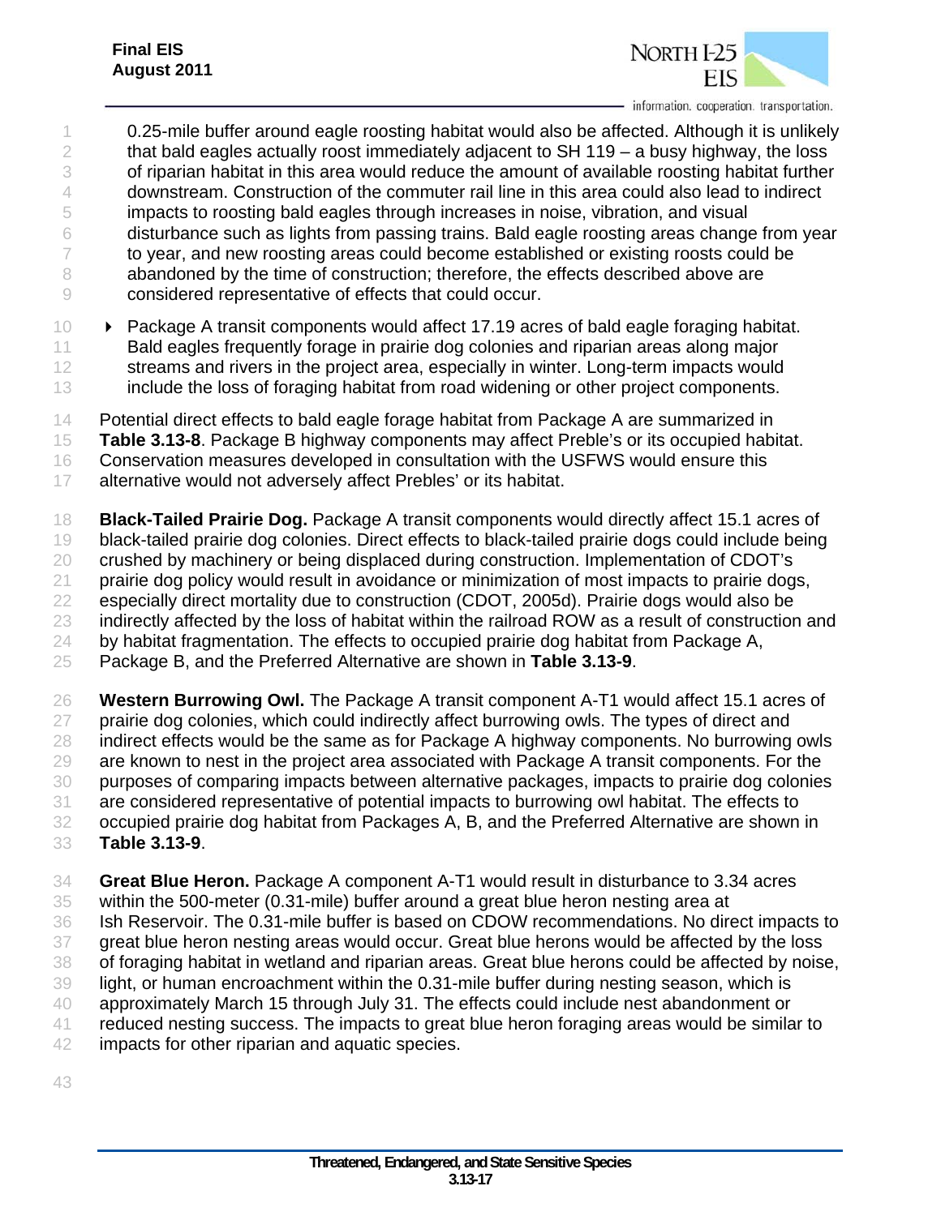0.25-mile buffer around eagle roosting habitat would also be affected. Although it is unlikely that bald eagles actually roost immediately adjacent to SH 119 – a busy highway, the loss of riparian habitat in this area would reduce the amount of available roosting habitat further downstream. Construction of the commuter rail line in this area could also lead to indirect impacts to roosting bald eagles through increases in noise, vibration, and visual disturbance such as lights from passing trains. Bald eagle roosting areas change from year to year, and new roosting areas could become established or existing roosts could be abandoned by the time of construction; therefore, the effects described above are considered representative of effects that could occur.

- Package A transit components would affect 17.19 acres of bald eagle foraging habitat. Bald eagles frequently forage in prairie dog colonies and riparian areas along major streams and rivers in the project area, especially in winter. Long-term impacts would include the loss of foraging habitat from road widening or other project components.

Potential direct effects to bald eagle forage habitat from Package A are summarized in **Table 3.13-8**. Package B highway components may affect Preble's or its occupied habitat. Conservation measures developed in consultation with the USFWS would ensure this alternative would not adversely affect Prebles' or its habitat.

**Black-Tailed Prairie Dog.** Package A transit components would directly affect 15.1 acres of black-tailed prairie dog colonies. Direct effects to black-tailed prairie dogs could include being crushed by machinery or being displaced during construction. Implementation of CDOT's prairie dog policy would result in avoidance or minimization of most impacts to prairie dogs, especially direct mortality due to construction (CDOT, 2005d). Prairie dogs would also be indirectly affected by the loss of habitat within the railroad ROW as a result of construction and by habitat fragmentation. The effects to occupied prairie dog habitat from Package A, Package B, and the Preferred Alternative are shown in **Table 3.13-9**.

**Western Burrowing Owl.** The Package A transit component A-T1 would affect 15.1 acres of prairie dog colonies, which could indirectly affect burrowing owls. The types of direct and indirect effects would be the same as for Package A highway components. No burrowing owls are known to nest in the project area associated with Package A transit components. For the purposes of comparing impacts between alternative packages, impacts to prairie dog colonies are considered representative of potential impacts to burrowing owl habitat. The effects to occupied prairie dog habitat from Packages A, B, and the Preferred Alternative are shown in **Table 3.13-9**.

**Great Blue Heron.** Package A component A-T1 would result in disturbance to 3.34 acres within the 500-meter (0.31-mile) buffer around a great blue heron nesting area at Ish Reservoir. The 0.31-mile buffer is based on CDOW recommendations. No direct impacts to great blue heron nesting areas would occur. Great blue herons would be affected by the loss of foraging habitat in wetland and riparian areas. Great blue herons could be affected by noise, light, or human encroachment within the 0.31-mile buffer during nesting season, which is approximately March 15 through July 31. The effects could include nest abandonment or reduced nesting success. The impacts to great blue heron foraging areas would be similar to impacts for other riparian and aquatic species.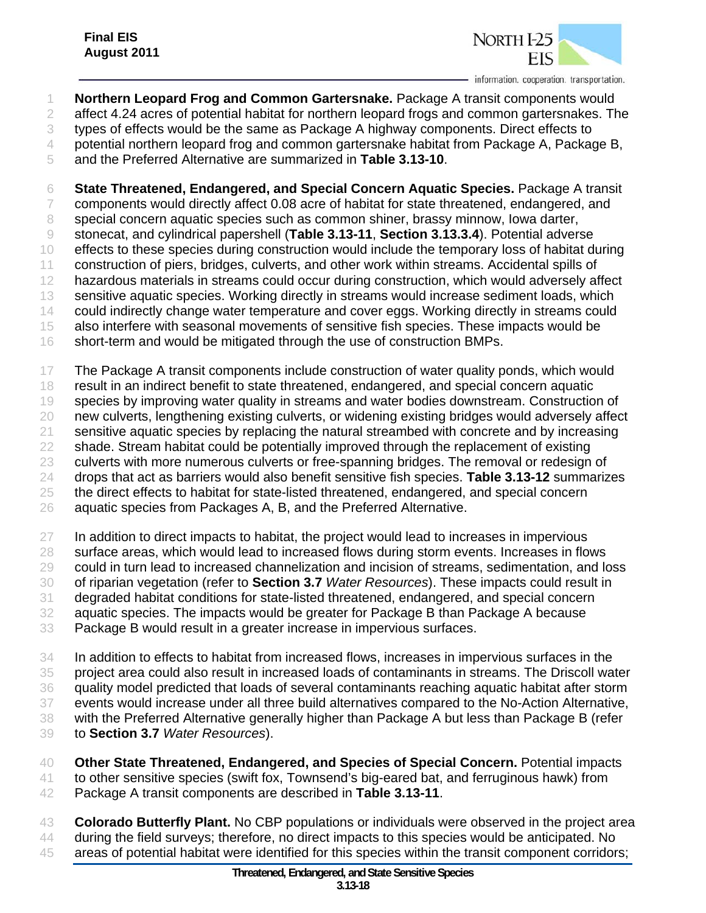**Northern Leopard Frog and Common Gartersnake.** Package A transit components would affect 4.24 acres of potential habitat for northern leopard frogs and common gartersnakes. The types of effects would be the same as Package A highway components. Direct effects to potential northern leopard frog and common gartersnake habitat from Package A, Package B, and the Preferred Alternative are summarized in **Table 3.13-10**.

**State Threatened, Endangered, and Special Concern Aquatic Species.** Package A transit components would directly affect 0.08 acre of habitat for state threatened, endangered, and special concern aquatic species such as common shiner, brassy minnow, Iowa darter, stonecat, and cylindrical papershell (**Table 3.13-11**, **Section 3.13.3.4**). Potential adverse effects to these species during construction would include the temporary loss of habitat during construction of piers, bridges, culverts, and other work within streams. Accidental spills of hazardous materials in streams could occur during construction, which would adversely affect sensitive aquatic species. Working directly in streams would increase sediment loads, which could indirectly change water temperature and cover eggs. Working directly in streams could also interfere with seasonal movements of sensitive fish species. These impacts would be short-term and would be mitigated through the use of construction BMPs.

The Package A transit components include construction of water quality ponds, which would result in an indirect benefit to state threatened, endangered, and special concern aquatic species by improving water quality in streams and water bodies downstream. Construction of new culverts, lengthening existing culverts, or widening existing bridges would adversely affect sensitive aquatic species by replacing the natural streambed with concrete and by increasing shade. Stream habitat could be potentially improved through the replacement of existing culverts with more numerous culverts or free-spanning bridges. The removal or redesign of drops that act as barriers would also benefit sensitive fish species. **Table 3.13-12** summarizes the direct effects to habitat for state-listed threatened, endangered, and special concern aquatic species from Packages A, B, and the Preferred Alternative.

In addition to direct impacts to habitat, the project would lead to increases in impervious surface areas, which would lead to increased flows during storm events. Increases in flows could in turn lead to increased channelization and incision of streams, sedimentation, and loss of riparian vegetation (refer to **Section 3.7** *Water Resources*). These impacts could result in degraded habitat conditions for state-listed threatened, endangered, and special concern aquatic species. The impacts would be greater for Package B than Package A because Package B would result in a greater increase in impervious surfaces.

In addition to effects to habitat from increased flows, increases in impervious surfaces in the project area could also result in increased loads of contaminants in streams. The Driscoll water quality model predicted that loads of several contaminants reaching aquatic habitat after storm events would increase under all three build alternatives compared to the No-Action Alternative, with the Preferred Alternative generally higher than Package A but less than Package B (refer to **Section 3.7** *Water Resources*).

**Other State Threatened, Endangered, and Species of Special Concern.** Potential impacts to other sensitive species (swift fox, Townsend's big-eared bat, and ferruginous hawk) from Package A transit components are described in **Table 3.13-11**.

**Colorado Butterfly Plant.** No CBP populations or individuals were observed in the project area during the field surveys; therefore, no direct impacts to this species would be anticipated. No areas of potential habitat were identified for this species within the transit component corridors;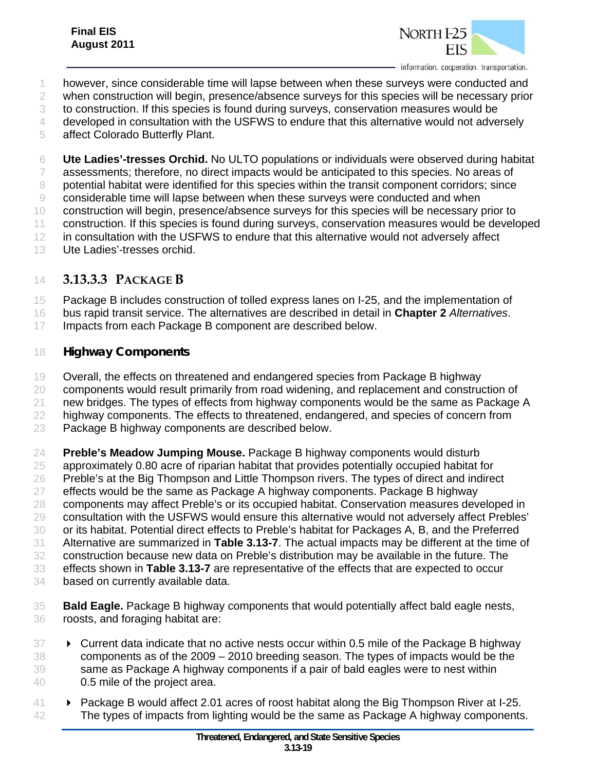however, since considerable time will lapse between when these surveys were conducted and when construction will begin, presence/absence surveys for this species will be necessary prior to construction. If this species is found during surveys, conservation measures would be developed in consultation with the USFWS to endure that this alternative would not adversely affect Colorado Butterfly Plant.

**Ute Ladies'-tresses Orchid.** No ULTO populations or individuals were observed during habitat assessments; therefore, no direct impacts would be anticipated to this species. No areas of potential habitat were identified for this species within the transit component corridors; since considerable time will lapse between when these surveys were conducted and when construction will begin, presence/absence surveys for this species will be necessary prior to construction. If this species is found during surveys, conservation measures would be developed in consultation with the USFWS to endure that this alternative would not adversely affect Ute Ladies'-tresses orchid.

### 3.13.3.3 PACKAGE B

Package B includes construction of tolled express lanes on I-25, and the implementation of bus rapid transit service. The alternatives are described in detail in **Chapter 2** *Alternatives*. Impacts from each Package B component are described below.

#### Highway Components

Overall, the effects on threatened and endangered species from Package B highway components would result primarily from road widening, and replacement and construction of new bridges. The types of effects from highway components would be the same as Package A highway components. The effects to threatened, endangered, and species of concern from Package B highway components are described below.

**Preble's Meadow Jumping Mouse.** Package B highway components would disturb approximately 0.80 acre of riparian habitat that provides potentially occupied habitat for Preble's at the Big Thompson and Little Thompson rivers. The types of direct and indirect effects would be the same as Package A highway components. Package B highway components may affect Preble's or its occupied habitat. Conservation measures developed in consultation with the USFWS would ensure this alternative would not adversely affect Prebles' or its habitat. Potential direct effects to Preble's habitat for Packages A, B, and the Preferred Alternative are summarized in **Table 3.13-7**. The actual impacts may be different at the time of construction because new data on Preble's distribution may be available in the future. The effects shown in **Table 3.13-7** are representative of the effects that are expected to occur based on currently available data.

**Bald Eagle.** Package B highway components that would potentially affect bald eagle nests, roosts, and foraging habitat are:

- Current data indicate that no active nests occur within 0.5 mile of the Package B highway components as of the 2009 – 2010 breeding season. The types of impacts would be the same as Package A highway components if a pair of bald eagles were to nest within 0.5 mile of the project area.
- Package B would affect 2.01 acres of roost habitat along the Big Thompson River at I-25. The types of impacts from lighting would be the same as Package A highway components.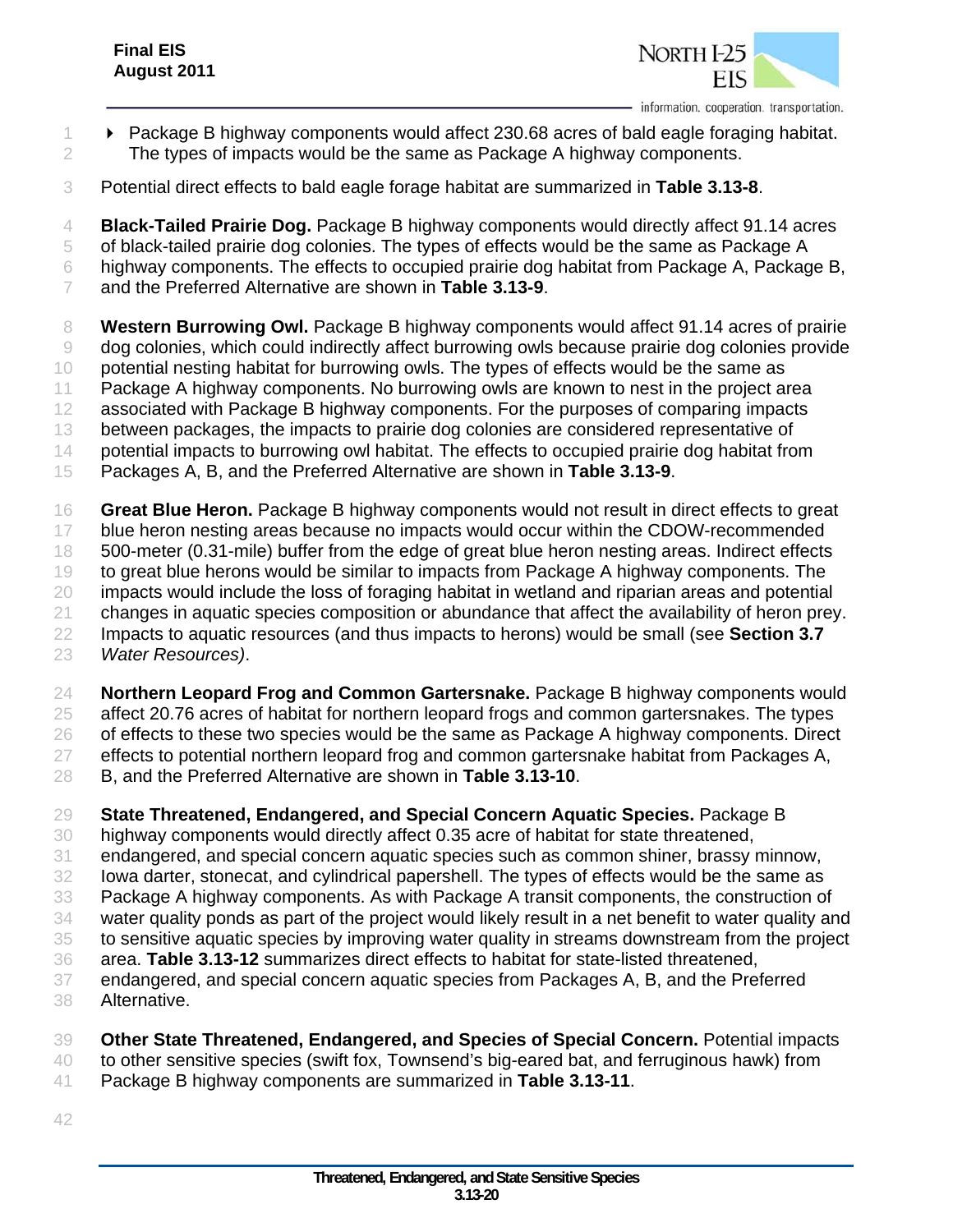- Package B highway components would affect 230.68 acres of bald eagle foraging habitat. The types of impacts would be the same as Package A highway components.

Potential direct effects to bald eagle forage habitat are summarized in **Table 3.13-8**.

**Black-Tailed Prairie Dog.** Package B highway components would directly affect 91.14 acres of black-tailed prairie dog colonies. The types of effects would be the same as Package A highway components. The effects to occupied prairie dog habitat from Package A, Package B, and the Preferred Alternative are shown in **Table 3.13-9**.

**Western Burrowing Owl.** Package B highway components would affect 91.14 acres of prairie dog colonies, which could indirectly affect burrowing owls because prairie dog colonies provide potential nesting habitat for burrowing owls. The types of effects would be the same as Package A highway components. No burrowing owls are known to nest in the project area associated with Package B highway components. For the purposes of comparing impacts between packages, the impacts to prairie dog colonies are considered representative of potential impacts to burrowing owl habitat. The effects to occupied prairie dog habitat from Packages A, B, and the Preferred Alternative are shown in **Table 3.13-9**.

**Great Blue Heron.** Package B highway components would not result in direct effects to great blue heron nesting areas because no impacts would occur within the CDOW-recommended 500-meter (0.31-mile) buffer from the edge of great blue heron nesting areas. Indirect effects to great blue herons would be similar to impacts from Package A highway components. The impacts would include the loss of foraging habitat in wetland and riparian areas and potential changes in aquatic species composition or abundance that affect the availability of heron prey. Impacts to aquatic resources (and thus impacts to herons) would be small (see **Section 3.7** *Water Resources)*.

**Northern Leopard Frog and Common Gartersnake.** Package B highway components would affect 20.76 acres of habitat for northern leopard frogs and common gartersnakes. The types of effects to these two species would be the same as Package A highway components. Direct effects to potential northern leopard frog and common gartersnake habitat from Packages A, B, and the Preferred Alternative are shown in **Table 3.13-10**.

**State Threatened, Endangered, and Special Concern Aquatic Species.** Package B highway components would directly affect 0.35 acre of habitat for state threatened, endangered, and special concern aquatic species such as common shiner, brassy minnow, Iowa darter, stonecat, and cylindrical papershell. The types of effects would be the same as Package A highway components. As with Package A transit components, the construction of water quality ponds as part of the project would likely result in a net benefit to water quality and to sensitive aquatic species by improving water quality in streams downstream from the project area. **Table 3.13-12** summarizes direct effects to habitat for state-listed threatened, endangered, and special concern aquatic species from Packages A, B, and the Preferred Alternative.

**Other State Threatened, Endangered, and Species of Special Concern.** Potential impacts to other sensitive species (swift fox, Townsend's big-eared bat, and ferruginous hawk) from Package B highway components are summarized in **Table 3.13-11**.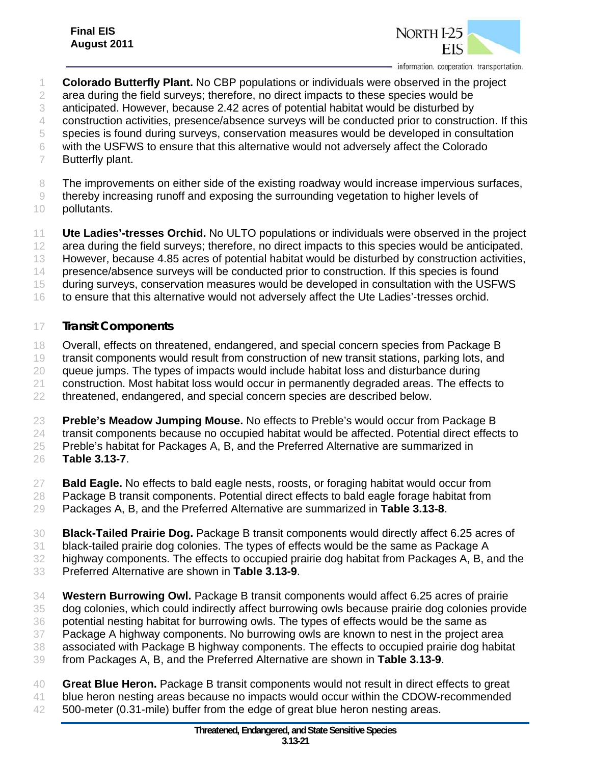**Colorado Butterfly Plant.** No CBP populations or individuals were observed in the project area during the field surveys; therefore, no direct impacts to these species would be anticipated. However, because 2.42 acres of potential habitat would be disturbed by construction activities, presence/absence surveys will be conducted prior to construction. If this species is found during surveys, conservation measures would be developed in consultation with the USFWS to ensure that this alternative would not adversely affect the Colorado Butterfly plant.

The improvements on either side of the existing roadway would increase impervious surfaces, thereby increasing runoff and exposing the surrounding vegetation to higher levels of pollutants.

**Ute Ladies'-tresses Orchid.** No ULTO populations or individuals were observed in the project area during the field surveys; therefore, no direct impacts to this species would be anticipated. However, because 4.85 acres of potential habitat would be disturbed by construction activities, presence/absence surveys will be conducted prior to construction. If this species is found during surveys, conservation measures would be developed in consultation with the USFWS to ensure that this alternative would not adversely affect the Ute Ladies'-tresses orchid.

### Transit Components

Overall, effects on threatened, endangered, and special concern species from Package B transit components would result from construction of new transit stations, parking lots, and queue jumps. The types of impacts would include habitat loss and disturbance during construction. Most habitat loss would occur in permanently degraded areas. The effects to threatened, endangered, and special concern species are described below.

**Preble's Meadow Jumping Mouse.** No effects to Preble's would occur from Package B transit components because no occupied habitat would be affected. Potential direct effects to Preble's habitat for Packages A, B, and the Preferred Alternative are summarized in **Table 3.13-7**.

**Bald Eagle.** No effects to bald eagle nests, roosts, or foraging habitat would occur from Package B transit components. Potential direct effects to bald eagle forage habitat from Packages A, B, and the Preferred Alternative are summarized in **Table 3.13-8**.

**Black-Tailed Prairie Dog.** Package B transit components would directly affect 6.25 acres of black-tailed prairie dog colonies. The types of effects would be the same as Package A highway components. The effects to occupied prairie dog habitat from Packages A, B, and the Preferred Alternative are shown in **Table 3.13-9**.

**Western Burrowing Owl.** Package B transit components would affect 6.25 acres of prairie dog colonies, which could indirectly affect burrowing owls because prairie dog colonies provide potential nesting habitat for burrowing owls. The types of effects would be the same as Package A highway components. No burrowing owls are known to nest in the project area associated with Package B highway components. The effects to occupied prairie dog habitat from Packages A, B, and the Preferred Alternative are shown in **Table 3.13-9**.

**Great Blue Heron.** Package B transit components would not result in direct effects to great blue heron nesting areas because no impacts would occur within the CDOW-recommended 500-meter (0.31-mile) buffer from the edge of great blue heron nesting areas.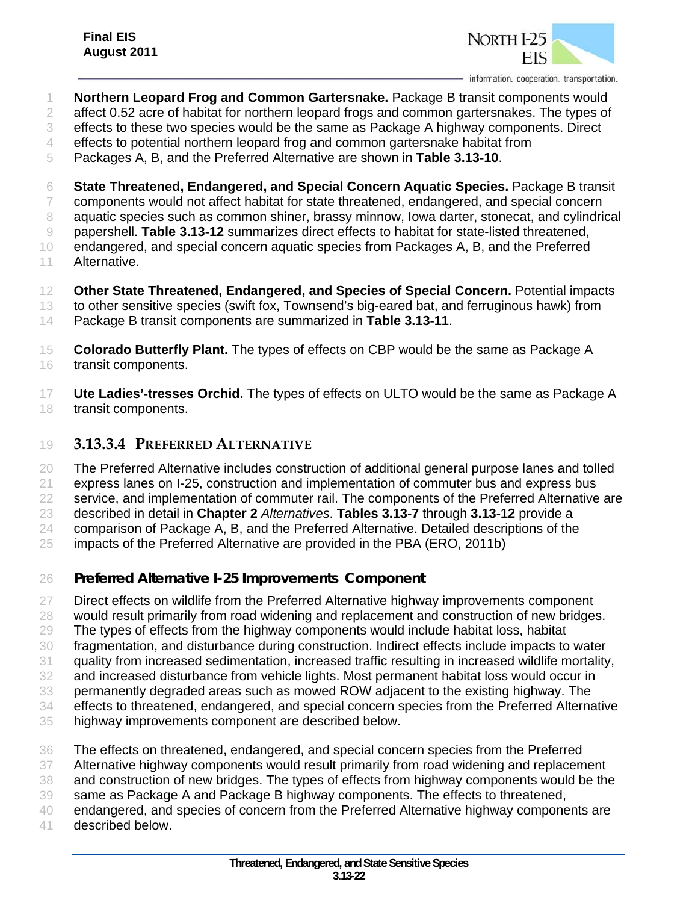**Northern Leopard Frog and Common Gartersnake.** Package B transit components would affect 0.52 acre of habitat for northern leopard frogs and common gartersnakes. The types of effects to these two species would be the same as Package A highway components. Direct effects to potential northern leopard frog and common gartersnake habitat from Packages A, B, and the Preferred Alternative are shown in **Table 3.13-10**.

**State Threatened, Endangered, and Special Concern Aquatic Species.** Package B transit components would not affect habitat for state threatened, endangered, and special concern aquatic species such as common shiner, brassy minnow, Iowa darter, stonecat, and cylindrical papershell. **Table 3.13-12** summarizes direct effects to habitat for state-listed threatened, endangered, and special concern aquatic species from Packages A, B, and the Preferred Alternative.

**Other State Threatened, Endangered, and Species of Special Concern.** Potential impacts to other sensitive species (swift fox, Townsend's big-eared bat, and ferruginous hawk) from Package B transit components are summarized in **Table 3.13-11**.

**Colorado Butterfly Plant.** The types of effects on CBP would be the same as Package A transit components.

**Ute Ladies'-tresses Orchid.** The types of effects on ULTO would be the same as Package A transit components.

### 3.13.3.4 Preferred Alternative

The Preferred Alternative includes construction of additional general purpose lanes and tolled express lanes on I-25, construction and implementation of commuter bus and express bus service, and implementation of commuter rail. The components of the Preferred Alternative are described in detail in **Chapter 2** *Alternatives*. **Tables 3.13-7** through **3.13-12** provide a comparison of Package A, B, and the Preferred Alternative. Detailed descriptions of the impacts of the Preferred Alternative are provided in the PBA (ERO, 2011b)

#### Preferred Alternative I-25 Improvements Component

Direct effects on wildlife from the Preferred Alternative highway improvements component would result primarily from road widening and replacement and construction of new bridges. The types of effects from the highway components would include habitat loss, habitat fragmentation, and disturbance during construction. Indirect effects include impacts to water quality from increased sedimentation, increased traffic resulting in increased wildlife mortality, and increased disturbance from vehicle lights. Most permanent habitat loss would occur in permanently degraded areas such as mowed ROW adjacent to the existing highway. The effects to threatened, endangered, and special concern species from the Preferred Alternative highway improvements component are described below.

The effects on threatened, endangered, and special concern species from the Preferred Alternative highway components would result primarily from road widening and replacement and construction of new bridges. The types of effects from highway components would be the same as Package A and Package B highway components. The effects to threatened, endangered, and species of concern from the Preferred Alternative highway components are described below.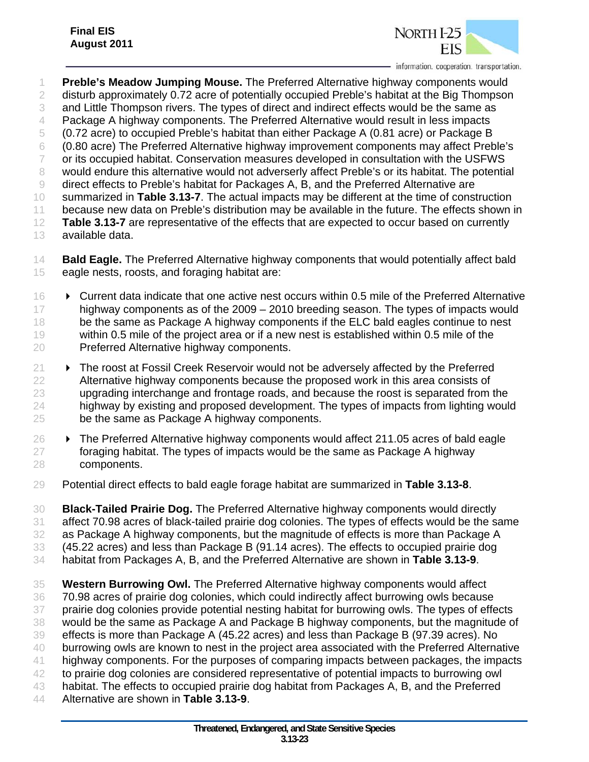**Preble's Meadow Jumping Mouse.** The Preferred Alternative highway components would disturb approximately 0.72 acre of potentially occupied Preble's habitat at the Big Thompson and Little Thompson rivers. The types of direct and indirect effects would be the same as Package A highway components. The Preferred Alternative would result in less impacts (0.72 acre) to occupied Preble's habitat than either Package A (0.81 acre) or Package B (0.80 acre) The Preferred Alternative highway improvement components may affect Preble's or its occupied habitat. Conservation measures developed in consultation with the USFWS would endure this alternative would not adverserly affect Preble's or its habitat. The potential direct effects to Preble's habitat for Packages A, B, and the Preferred Alternative are summarized in **Table 3.13-7**. The actual impacts may be different at the time of construction because new data on Preble's distribution may be available in the future. The effects shown in **Table 3.13-7** are representative of the effects that are expected to occur based on currently available data.

**Bald Eagle.** The Preferred Alternative highway components that would potentially affect bald eagle nests, roosts, and foraging habitat are:

- Current data indicate that one active nest occurs within 0.5 mile of the Preferred Alternative highway components as of the 2009 – 2010 breeding season. The types of impacts would be the same as Package A highway components if the ELC bald eagles continue to nest within 0.5 mile of the project area or if a new nest is established within 0.5 mile of the Preferred Alternative highway components.
- The roost at Fossil Creek Reservoir would not be adversely affected by the Preferred Alternative highway components because the proposed work in this area consists of upgrading interchange and frontage roads, and because the roost is separated from the highway by existing and proposed development. The types of impacts from lighting would be the same as Package A highway components.
- The Preferred Alternative highway components would affect 211.05 acres of bald eagle foraging habitat. The types of impacts would be the same as Package A highway components.

Potential direct effects to bald eagle forage habitat are summarized in **Table 3.13-8**.

**Black-Tailed Prairie Dog.** The Preferred Alternative highway components would directly affect 70.98 acres of black-tailed prairie dog colonies. The types of effects would be the same as Package A highway components, but the magnitude of effects is more than Package A (45.22 acres) and less than Package B (91.14 acres). The effects to occupied prairie dog habitat from Packages A, B, and the Preferred Alternative are shown in **Table 3.13-9**.

**Western Burrowing Owl.** The Preferred Alternative highway components would affect 70.98 acres of prairie dog colonies, which could indirectly affect burrowing owls because prairie dog colonies provide potential nesting habitat for burrowing owls. The types of effects would be the same as Package A and Package B highway components, but the magnitude of effects is more than Package A (45.22 acres) and less than Package B (97.39 acres). No burrowing owls are known to nest in the project area associated with the Preferred Alternative highway components. For the purposes of comparing impacts between packages, the impacts to prairie dog colonies are considered representative of potential impacts to burrowing owl habitat. The effects to occupied prairie dog habitat from Packages A, B, and the Preferred Alternative are shown in **Table 3.13-9**.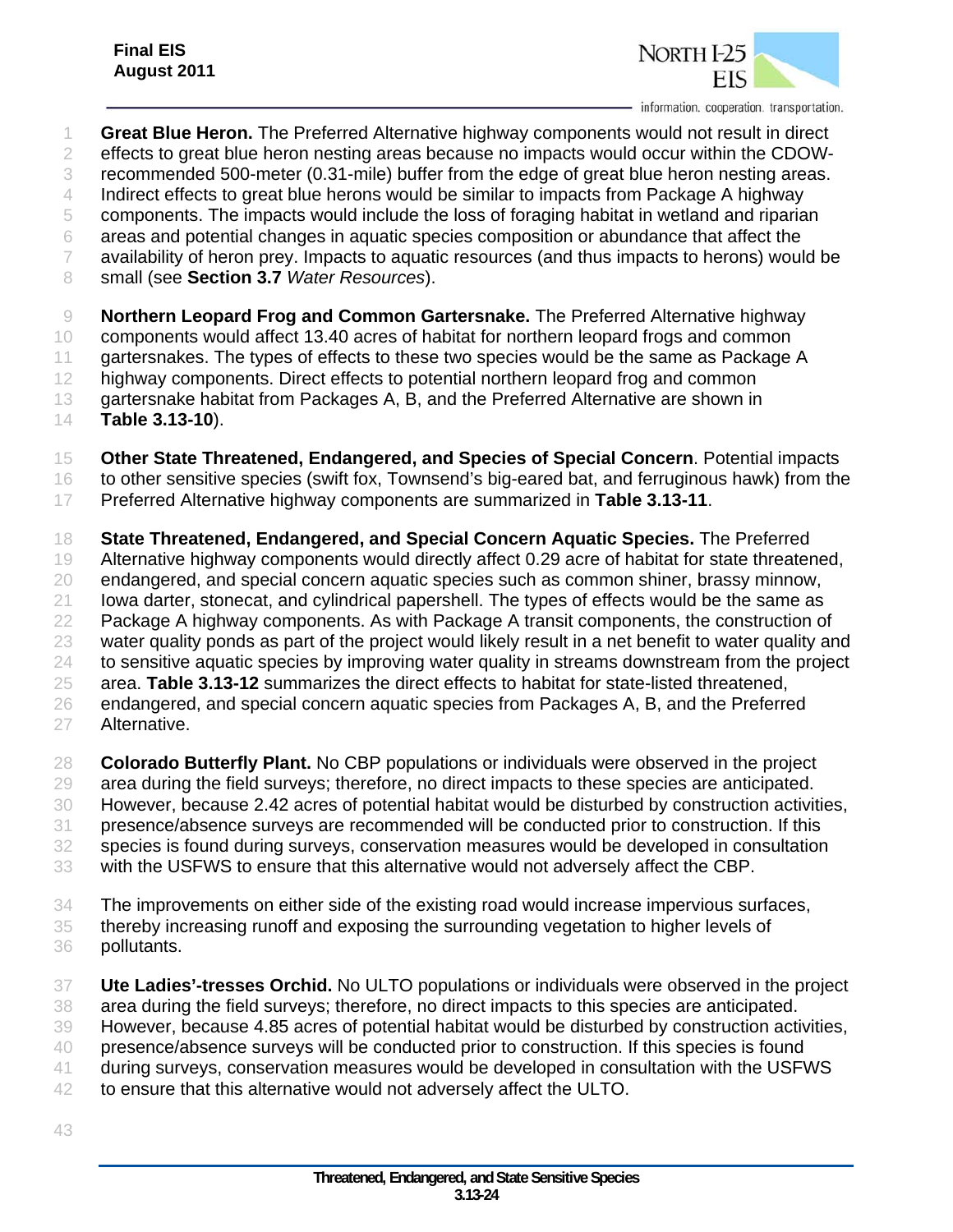**Great Blue Heron.** The Preferred Alternative highway components would not result in direct effects to great blue heron nesting areas because no impacts would occur within the CDOW-recommended 500-meter (0.31-mile) buffer from the edge of great blue heron nesting areas. Indirect effects to great blue herons would be similar to impacts from Package A highway components. The impacts would include the loss of foraging habitat in wetland and riparian areas and potential changes in aquatic species composition or abundance that affect the availability of heron prey. Impacts to aquatic resources (and thus impacts to herons) would be small (see **Section 3.7** *Water Resources*).

**Northern Leopard Frog and Common Gartersnake.** The Preferred Alternative highway components would affect 13.40 acres of habitat for northern leopard frogs and common gartersnakes. The types of effects to these two species would be the same as Package A highway components. Direct effects to potential northern leopard frog and common gartersnake habitat from Packages A, B, and the Preferred Alternative are shown in **Table 3.13-10**).

**Other State Threatened, Endangered, and Species of Special Concern**. Potential impacts to other sensitive species (swift fox, Townsend's big-eared bat, and ferruginous hawk) from the Preferred Alternative highway components are summarized in **Table 3.13-11**.

**State Threatened, Endangered, and Special Concern Aquatic Species.** The Preferred Alternative highway components would directly affect 0.29 acre of habitat for state threatened, endangered, and special concern aquatic species such as common shiner, brassy minnow, Iowa darter, stonecat, and cylindrical papershell. The types of effects would be the same as Package A highway components. As with Package A transit components, the construction of water quality ponds as part of the project would likely result in a net benefit to water quality and to sensitive aquatic species by improving water quality in streams downstream from the project area. **Table 3.13-12** summarizes the direct effects to habitat for state-listed threatened, endangered, and special concern aquatic species from Packages A, B, and the Preferred Alternative.

**Colorado Butterfly Plant.** No CBP populations or individuals were observed in the project area during the field surveys; therefore, no direct impacts to these species are anticipated. However, because 2.42 acres of potential habitat would be disturbed by construction activities, presence/absence surveys are recommended will be conducted prior to construction. If this species is found during surveys, conservation measures would be developed in consultation with the USFWS to ensure that this alternative would not adversely affect the CBP.

The improvements on either side of the existing road would increase impervious surfaces, thereby increasing runoff and exposing the surrounding vegetation to higher levels of pollutants.

**Ute Ladies'-tresses Orchid.** No ULTO populations or individuals were observed in the project area during the field surveys; therefore, no direct impacts to this species are anticipated. However, because 4.85 acres of potential habitat would be disturbed by construction activities, presence/absence surveys will be conducted prior to construction. If this species is found during surveys, conservation measures would be developed in consultation with the USFWS to ensure that this alternative would not adversely affect the ULTO.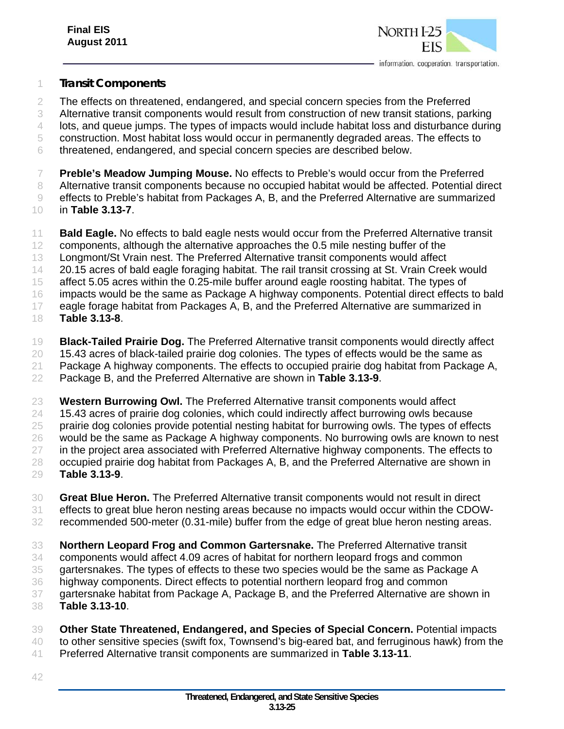### Transit Components

The effects on threatened, endangered, and special concern species from the Preferred Alternative transit components would result from construction of new transit stations, parking lots, and queue jumps. The types of impacts would include habitat loss and disturbance during construction. Most habitat loss would occur in permanently degraded areas. The effects to threatened, endangered, and special concern species are described below.

**Preble's Meadow Jumping Mouse.** No effects to Preble's would occur from the Preferred Alternative transit components because no occupied habitat would be affected. Potential direct effects to Preble's habitat from Packages A, B, and the Preferred Alternative are summarized in **Table 3.13-7**.

**Bald Eagle.** No effects to bald eagle nests would occur from the Preferred Alternative transit components, although the alternative approaches the 0.5 mile nesting buffer of the Longmont/St Vrain nest. The Preferred Alternative transit components would affect 20.15 acres of bald eagle foraging habitat. The rail transit crossing at St. Vrain Creek would affect 5.05 acres within the 0.25-mile buffer around eagle roosting habitat. The types of impacts would be the same as Package A highway components. Potential direct effects to bald eagle forage habitat from Packages A, B, and the Preferred Alternative are summarized in **Table 3.13-8**.

**Black-Tailed Prairie Dog.** The Preferred Alternative transit components would directly affect 15.43 acres of black-tailed prairie dog colonies. The types of effects would be the same as Package A highway components. The effects to occupied prairie dog habitat from Package A, Package B, and the Preferred Alternative are shown in **Table 3.13-9**.

**Western Burrowing Owl.** The Preferred Alternative transit components would affect 15.43 acres of prairie dog colonies, which could indirectly affect burrowing owls because prairie dog colonies provide potential nesting habitat for burrowing owls. The types of effects would be the same as Package A highway components. No burrowing owls are known to nest in the project area associated with Preferred Alternative highway components. The effects to occupied prairie dog habitat from Packages A, B, and the Preferred Alternative are shown in **Table 3.13-9**.

**Great Blue Heron.** The Preferred Alternative transit components would not result in direct effects to great blue heron nesting areas because no impacts would occur within the CDOW-recommended 500-meter (0.31-mile) buffer from the edge of great blue heron nesting areas.

**Northern Leopard Frog and Common Gartersnake.** The Preferred Alternative transit components would affect 4.09 acres of habitat for northern leopard frogs and common gartersnakes. The types of effects to these two species would be the same as Package A highway components. Direct effects to potential northern leopard frog and common gartersnake habitat from Package A, Package B, and the Preferred Alternative are shown in **Table 3.13-10**.

**Other State Threatened, Endangered, and Species of Special Concern.** Potential impacts to other sensitive species (swift fox, Townsend's big-eared bat, and ferruginous hawk) from the Preferred Alternative transit components are summarized in **Table 3.13-11**.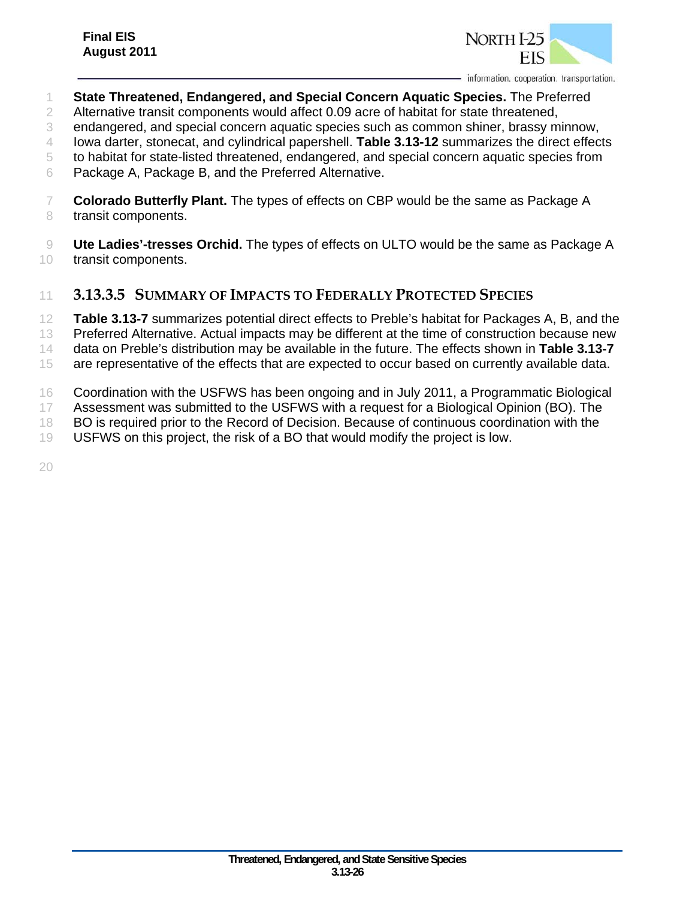**State Threatened, Endangered, and Special Concern Aquatic Species.** The Preferred Alternative transit components would affect 0.09 acre of habitat for state threatened, endangered, and special concern aquatic species such as common shiner, brassy minnow, Iowa darter, stonecat, and cylindrical papershell. **Table 3.13-12** summarizes the direct effects to habitat for state-listed threatened, endangered, and special concern aquatic species from Package A, Package B, and the Preferred Alternative.

**Colorado Butterfly Plant.** The types of effects on CBP would be the same as Package A transit components.

**Ute Ladies'-tresses Orchid.** The types of effects on ULTO would be the same as Package A transit components.

### 3.13.3.5 Summary of Impacts to Federally Protected Species

**Table 3.13-7** summarizes potential direct effects to Preble's habitat for Packages A, B, and the Preferred Alternative. Actual impacts may be different at the time of construction because new data on Preble's distribution may be available in the future. The effects shown in **Table 3.13-7** are representative of the effects that are expected to occur based on currently available data.

Coordination with the USFWS has been ongoing and in July 2011, a Programmatic Biological Assessment was submitted to the USFWS with a request for a Biological Opinion (BO). The BO is required prior to the Record of Decision. Because of continuous coordination with the USFWS on this project, the risk of a BO that would modify the project is low.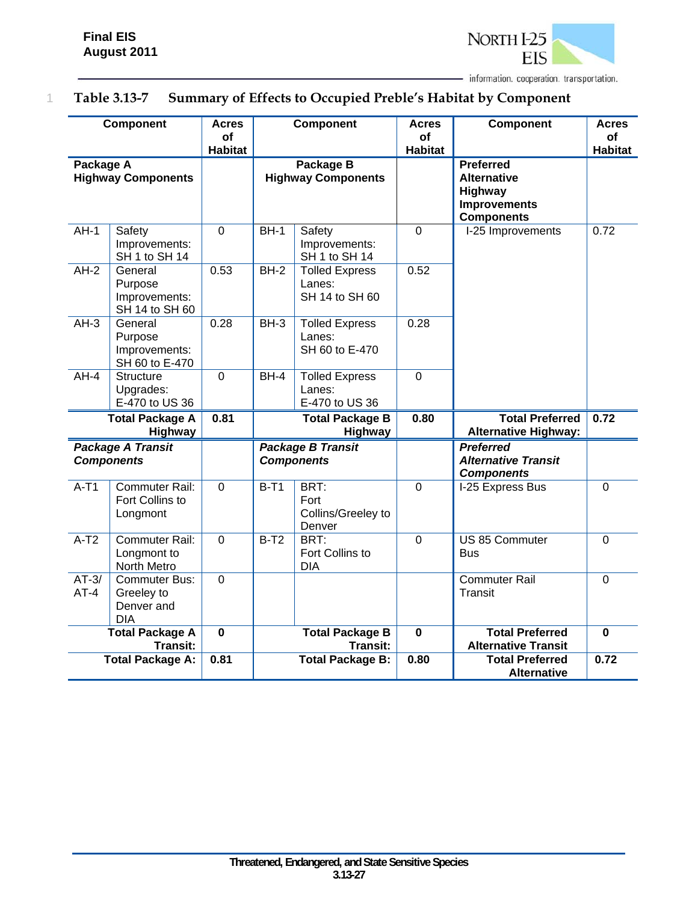**Table 3.13-7 Summary of Effects to Occupied Preble's Habitat by Component**

| Component | | Acres of Habitat | Component | | Acres of Habitat | Component | Acres of Habitat |
|---|---|---|---|---|---|---|---|
| **Package A Highway Components** | | | **Package B Highway Components** | | | **Preferred Alternative Highway Improvements Components** | |
| AH-1 | Safety Improvements: SH 1 to SH 14 | 0 | BH-1 | Safety Improvements: SH 1 to SH 14 | 0 | I-25 Improvements | 0.72 |
| AH-2 | General Purpose Improvements: SH 14 to SH 60 | 0.53 | BH-2 | Tolled Express Lanes: SH 14 to SH 60 | 0.52 | | |
| AH-3 | General Purpose Improvements: SH 60 to E-470 | 0.28 | BH-3 | Tolled Express Lanes: SH 60 to E-470 | 0.28 | | |
| AH-4 | Structure Upgrades: E-470 to US 36 | 0 | BH-4 | Tolled Express Lanes: E-470 to US 36 | 0 | | |
| **Total Package A Highway** | | **0.81** | **Total Package B Highway** | | **0.80** | **Total Preferred Alternative Highway:** | **0.72** |
| ***Package A Transit Components*** | | | ***Package B Transit Components*** | | | ***Preferred Alternative Transit Components*** | |
| A-T1 | Commuter Rail: Fort Collins to Longmont | 0 | B-T1 | BRT: Fort Collins/Greeley to Denver | 0 | I-25 Express Bus | 0 |
| A-T2 | Commuter Rail: Longmont to North Metro | 0 | B-T2 | BRT: Fort Collins to DIA | 0 | US 85 Commuter Bus | 0 |
| AT-3/ AT-4 | Commuter Bus: Greeley to Denver and DIA | 0 | | | | Commuter Rail Transit | 0 |
| **Total Package A Transit:** | | **0** | **Total Package B Transit:** | | **0** | **Total Preferred Alternative Transit** | **0** |
| **Total Package A:** | | **0.81** | **Total Package B:** | | **0.80** | **Total Preferred Alternative** | **0.72** |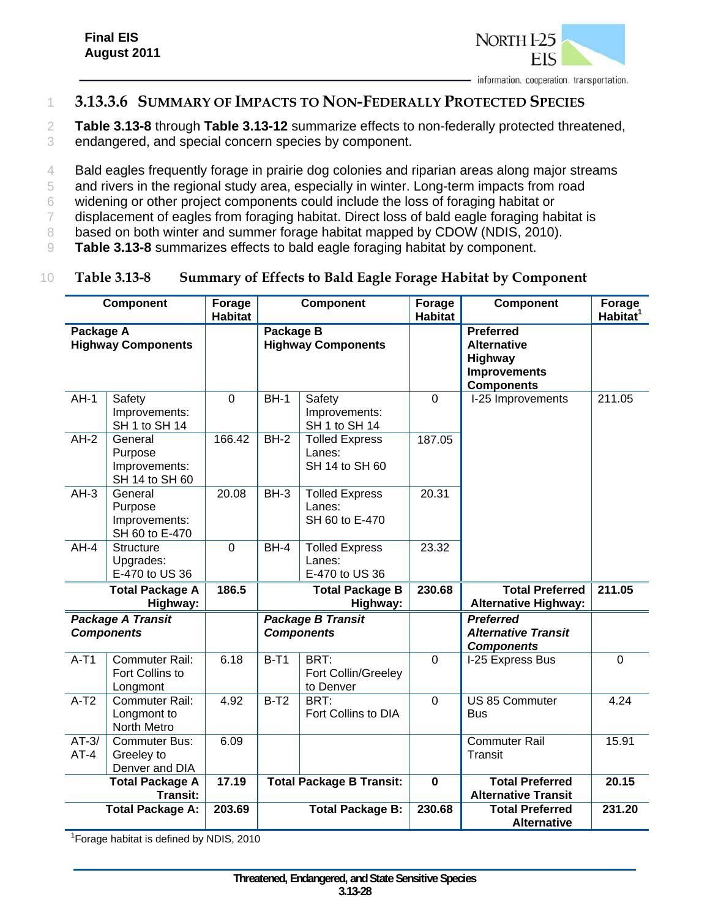### 3.13.3.6 SUMMARY OF IMPACTS TO NON-FEDERALLY PROTECTED SPECIES

**Table 3.13-8** through **Table 3.13-12** summarize effects to non-federally protected threatened, endangered, and special concern species by component.

Bald eagles frequently forage in prairie dog colonies and riparian areas along major streams and rivers in the regional study area, especially in winter. Long-term impacts from road widening or other project components could include the loss of foraging habitat or displacement of eagles from foraging habitat. Direct loss of bald eagle foraging habitat is based on both winter and summer forage habitat mapped by CDOW (NDIS, 2010). **Table 3.13-8** summarizes effects to bald eagle foraging habitat by component.

**Table 3.13-8 Summary of Effects to Bald Eagle Forage Habitat by Component**

| Component | | Forage Habitat | Component | | Forage Habitat | Component | Forage Habitat[1] |
|---|---|---|---|---|---|---|---|
| **Package A Highway Components** | | | **Package B Highway Components** | | | **Preferred Alternative Highway Improvements Components** | |
| AH-1 | Safety Improvements: SH 1 to SH 14 | 0 | BH-1 | Safety Improvements: SH 1 to SH 14 | 0 | I-25 Improvements | 211.05 |
| AH-2 | General Purpose Improvements: SH 14 to SH 60 | 166.42 | BH-2 | Tolled Express Lanes: SH 14 to SH 60 | 187.05 | | |
| AH-3 | General Purpose Improvements: SH 60 to E-470 | 20.08 | BH-3 | Tolled Express Lanes: SH 60 to E-470 | 20.31 | | |
| AH-4 | Structure Upgrades: E-470 to US 36 | 0 | BH-4 | Tolled Express Lanes: E-470 to US 36 | 23.32 | | |
| **Total Package A Highway:** | | **186.5** | **Total Package B Highway:** | | **230.68** | **Total Preferred Alternative Highway:** | **211.05** |
| ***Package A Transit Components*** | | | ***Package B Transit Components*** | | | ***Preferred Alternative Transit Components*** | |
| A-T1 | Commuter Rail: Fort Collins to Longmont | 6.18 | B-T1 | BRT: Fort Collin/Greeley to Denver | 0 | I-25 Express Bus | 0 |
| A-T2 | Commuter Rail: Longmont to North Metro | 4.92 | B-T2 | BRT: Fort Collins to DIA | 0 | US 85 Commuter Bus | 4.24 |
| AT-3/ AT-4 | Commuter Bus: Greeley to Denver and DIA | 6.09 | | | | Commuter Rail Transit | 15.91 |
| **Total Package A Transit:** | | **17.19** | **Total Package B Transit:** | | **0** | **Total Preferred Alternative Transit** | **20.15** |
| **Total Package A:** | | **203.69** | **Total Package B:** | | **230.68** | **Total Preferred Alternative** | **231.20** |

[1]Forage habitat is defined by NDIS, 2010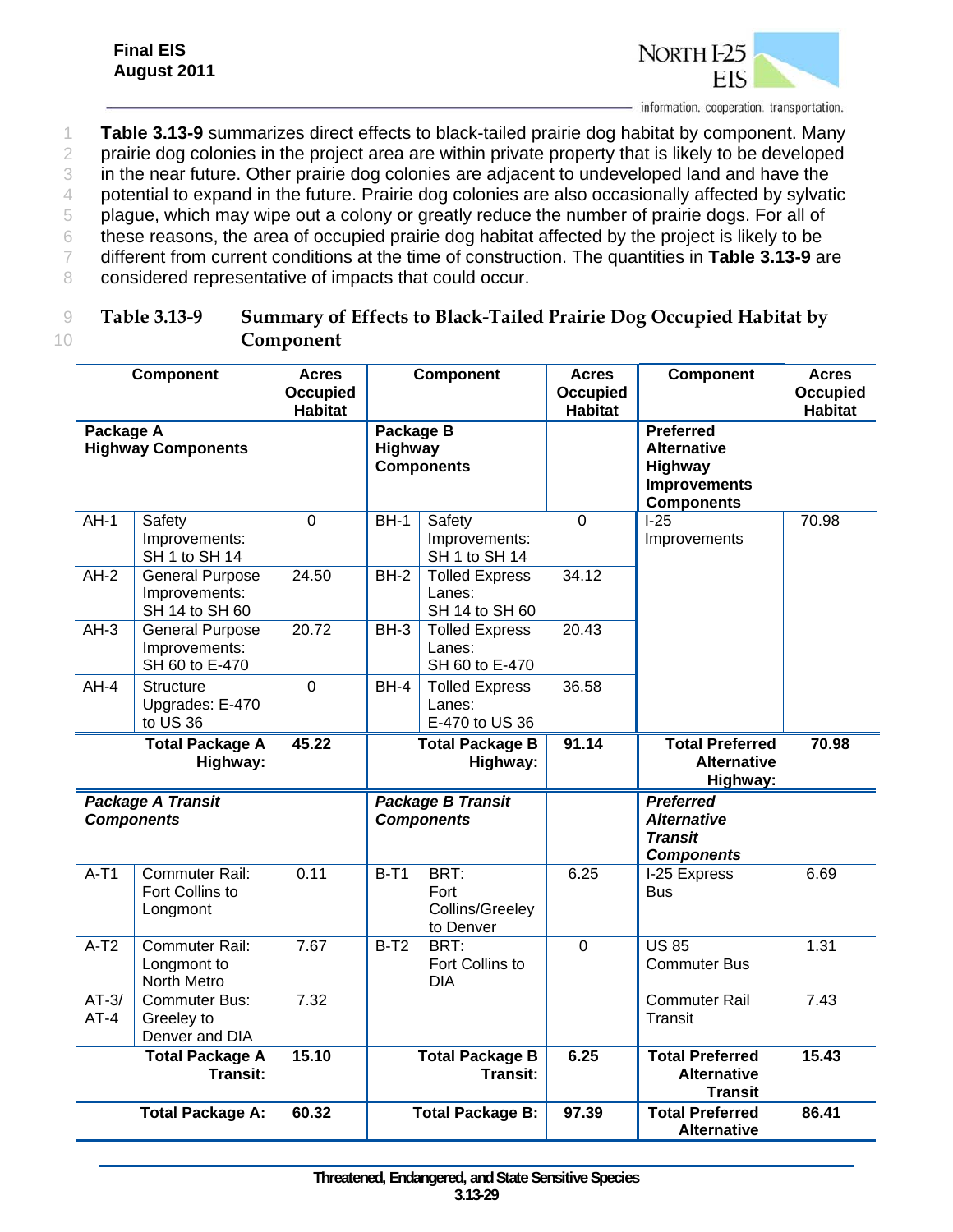**Table 3.13-9** summarizes direct effects to black-tailed prairie dog habitat by component. Many prairie dog colonies in the project area are within private property that is likely to be developed in the near future. Other prairie dog colonies are adjacent to undeveloped land and have the potential to expand in the future. Prairie dog colonies are also occasionally affected by sylvatic plague, which may wipe out a colony or greatly reduce the number of prairie dogs. For all of these reasons, the area of occupied prairie dog habitat affected by the project is likely to be different from current conditions at the time of construction. The quantities in **Table 3.13-9** are considered representative of impacts that could occur.

**Table 3.13-9 Summary of Effects to Black-Tailed Prairie Dog Occupied Habitat by Component**

| Component | | Acres Occupied Habitat | Component | | Acres Occupied Habitat | Component | Acres Occupied Habitat |
|---|---|---|---|---|---|---|---|
| **Package A Highway Components** | | | **Package B Highway Components** | | | **Preferred Alternative Highway Improvements Components** | |
| AH-1 | Safety Improvements: SH 1 to SH 14 | 0 | BH-1 | Safety Improvements: SH 1 to SH 14 | 0 | I-25 Improvements | 70.98 |
| AH-2 | General Purpose Improvements: SH 14 to SH 60 | 24.50 | BH-2 | Tolled Express Lanes: SH 14 to SH 60 | 34.12 | | |
| AH-3 | General Purpose Improvements: SH 60 to E-470 | 20.72 | BH-3 | Tolled Express Lanes: SH 60 to E-470 | 20.43 | | |
| AH-4 | Structure Upgrades: E-470 to US 36 | 0 | BH-4 | Tolled Express Lanes: E-470 to US 36 | 36.58 | | |
| **Total Package A Highway:** | | **45.22** | **Total Package B Highway:** | | **91.14** | **Total Preferred Alternative Highway:** | **70.98** |
| ***Package A Transit Components*** | | | ***Package B Transit Components*** | | | ***Preferred Alternative Transit Components*** | |
| A-T1 | Commuter Rail: Fort Collins to Longmont | 0.11 | B-T1 | BRT: Fort Collins/Greeley to Denver | 6.25 | I-25 Express Bus | 6.69 |
| A-T2 | Commuter Rail: Longmont to North Metro | 7.67 | B-T2 | BRT: Fort Collins to DIA | 0 | US 85 Commuter Bus | 1.31 |
| AT-3/ AT-4 | Commuter Bus: Greeley to Denver and DIA | 7.32 | | | | Commuter Rail Transit | 7.43 |
| **Total Package A Transit:** | | **15.10** | **Total Package B Transit:** | | **6.25** | **Total Preferred Alternative Transit** | **15.43** |
| **Total Package A:** | | **60.32** | **Total Package B:** | | **97.39** | **Total Preferred Alternative** | **86.41** |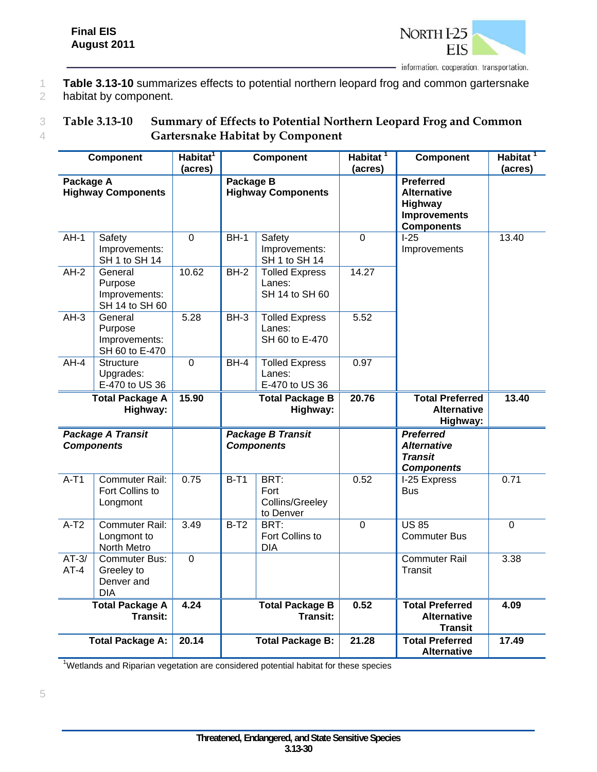**Table 3.13-10** summarizes effects to potential northern leopard frog and common gartersnake habitat by component.

**Table 3.13-10 Summary of Effects to Potential Northern Leopard Frog and Common Gartersnake Habitat by Component**

| Component | | Habitat[1] (acres) | Component | | Habitat[1] (acres) | Component | Habitat[1] (acres) |
|---|---|---|---|---|---|---|---|
| **Package A Highway Components** | | | **Package B Highway Components** | | | **Preferred Alternative Highway Improvements Components** | |
| AH-1 | Safety Improvements: SH 1 to SH 14 | 0 | BH-1 | Safety Improvements: SH 1 to SH 14 | 0 | I-25 Improvements | 13.40 |
| AH-2 | General Purpose Improvements: SH 14 to SH 60 | 10.62 | BH-2 | Tolled Express Lanes: SH 14 to SH 60 | 14.27 | | |
| AH-3 | General Purpose Improvements: SH 60 to E-470 | 5.28 | BH-3 | Tolled Express Lanes: SH 60 to E-470 | 5.52 | | |
| AH-4 | Structure Upgrades: E-470 to US 36 | 0 | BH-4 | Tolled Express Lanes: E-470 to US 36 | 0.97 | | |
| **Total Package A Highway:** | | **15.90** | **Total Package B Highway:** | | **20.76** | **Total Preferred Alternative Highway:** | **13.40** |
| ***Package A Transit Components*** | | | ***Package B Transit Components*** | | | ***Preferred Alternative Transit Components*** | |
| A-T1 | Commuter Rail: Fort Collins to Longmont | 0.75 | B-T1 | BRT: Fort Collins/Greeley to Denver | 0.52 | I-25 Express Bus | 0.71 |
| A-T2 | Commuter Rail: Longmont to North Metro | 3.49 | B-T2 | BRT: Fort Collins to DIA | 0 | US 85 Commuter Bus | 0 |
| AT-3/ AT-4 | Commuter Bus: Greeley to Denver and DIA | 0 | | | | Commuter Rail Transit | 3.38 |
| **Total Package A Transit:** | | **4.24** | **Total Package B Transit:** | | **0.52** | **Total Preferred Alternative Transit** | **4.09** |
| **Total Package A:** | | **20.14** | **Total Package B:** | | **21.28** | **Total Preferred Alternative** | **17.49** |

[1]Wetlands and Riparian vegetation are considered potential habitat for these species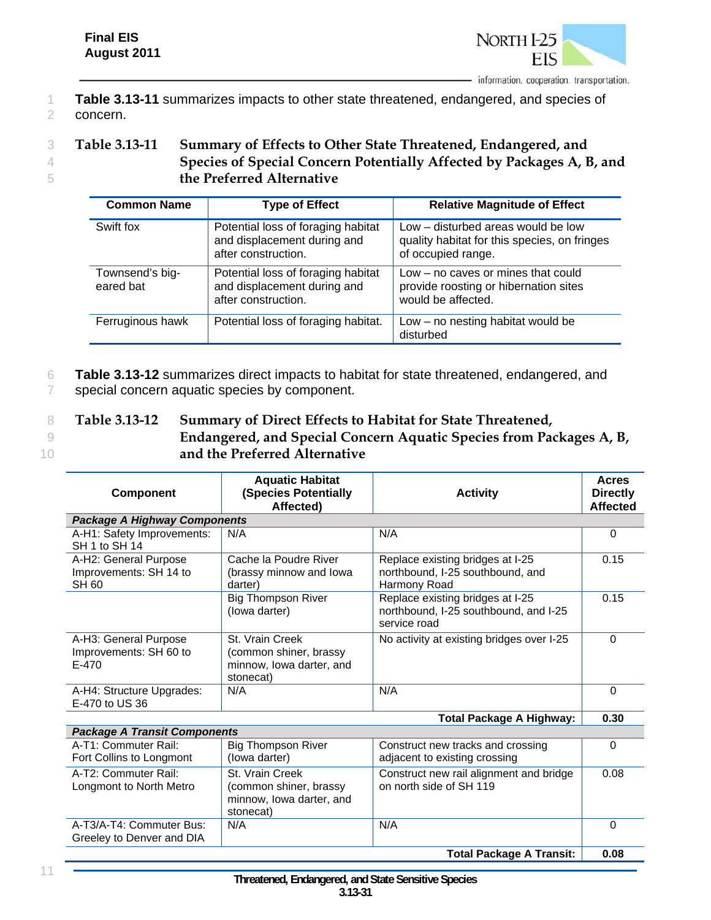**Table 3.13-11** summarizes impacts to other state threatened, endangered, and species of concern.

**Table 3.13-11 Summary of Effects to Other State Threatened, Endangered, and Species of Special Concern Potentially Affected by Packages A, B, and the Preferred Alternative**

| Common Name | Type of Effect | Relative Magnitude of Effect |
|---|---|---|
| Swift fox | Potential loss of foraging habitat and displacement during and after construction. | Low – disturbed areas would be low quality habitat for this species, on fringes of occupied range. |
| Townsend's big-eared bat | Potential loss of foraging habitat and displacement during and after construction. | Low – no caves or mines that could provide roosting or hibernation sites would be affected. |
| Ferruginous hawk | Potential loss of foraging habitat. | Low – no nesting habitat would be disturbed |

**Table 3.13-12** summarizes direct impacts to habitat for state threatened, endangered, and special concern aquatic species by component.

**Table 3.13-12 Summary of Direct Effects to Habitat for State Threatened, Endangered, and Special Concern Aquatic Species from Packages A, B, and the Preferred Alternative**

| Component | Aquatic Habitat (Species Potentially Affected) | Activity | Acres Directly Affected |
|---|---|---|---|
| ***Package A Highway Components*** | | | |
| A-H1: Safety Improvements: SH 1 to SH 14 | N/A | N/A | 0 |
| A-H2: General Purpose Improvements: SH 14 to SH 60 | Cache la Poudre River (brassy minnow and Iowa darter) | Replace existing bridges at I-25 northbound, I-25 southbound, and Harmony Road | 0.15 |
| | Big Thompson River (Iowa darter) | Replace existing bridges at I-25 northbound, I-25 southbound, and I-25 service road | 0.15 |
| A-H3: General Purpose Improvements: SH 60 to E-470 | St. Vrain Creek (common shiner, brassy minnow, Iowa darter, and stonecat) | No activity at existing bridges over I-25 | 0 |
| A-H4: Structure Upgrades: E-470 to US 36 | N/A | N/A | 0 |
| | | **Total Package A Highway:** | **0.30** |
| ***Package A Transit Components*** | | | |
| A-T1: Commuter Rail: Fort Collins to Longmont | Big Thompson River (Iowa darter) | Construct new tracks and crossing adjacent to existing crossing | 0 |
| A-T2: Commuter Rail: Longmont to North Metro | St. Vrain Creek (common shiner, brassy minnow, Iowa darter, and stonecat) | Construct new rail alignment and bridge on north side of SH 119 | 0.08 |
| A-T3/A-T4: Commuter Bus: Greeley to Denver and DIA | N/A | N/A | 0 |
| | | **Total Package A Transit:** | **0.08** |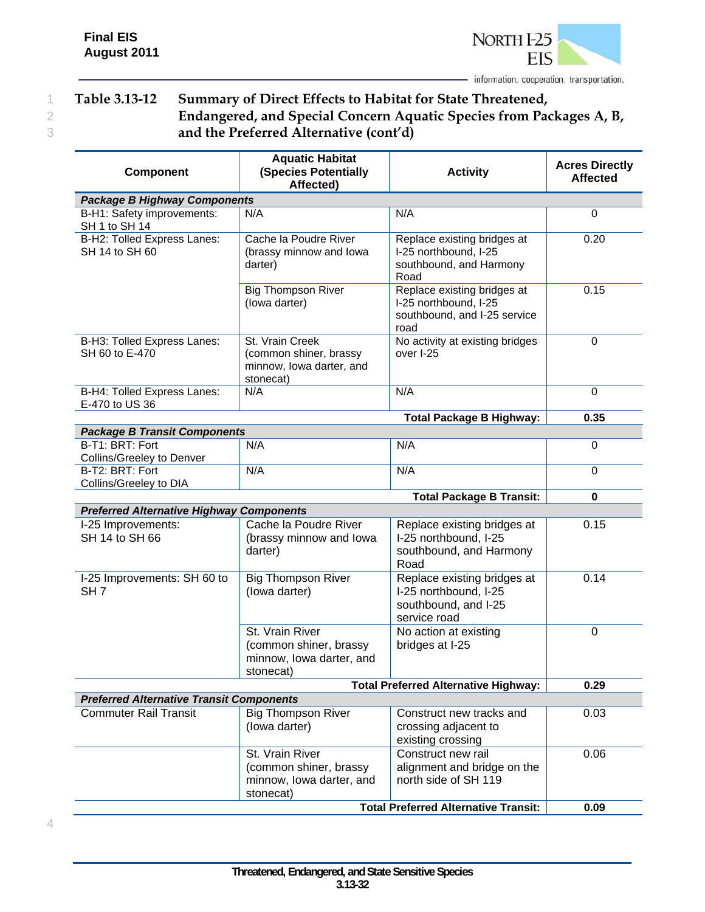**Table 3.13-12 Summary of Direct Effects to Habitat for State Threatened, Endangered, and Special Concern Aquatic Species from Packages A, B, and the Preferred Alternative (cont'd)**

| Component | Aquatic Habitat (Species Potentially Affected) | Activity | Acres Directly Affected |
|---|---|---|---|
| ***Package B Highway Components*** | | | |
| B-H1: Safety improvements: SH 1 to SH 14 | N/A | N/A | 0 |
| B-H2: Tolled Express Lanes: SH 14 to SH 60 | Cache la Poudre River (brassy minnow and Iowa darter) | Replace existing bridges at I-25 northbound, I-25 southbound, and Harmony Road | 0.20 |
| | Big Thompson River (Iowa darter) | Replace existing bridges at I-25 northbound, I-25 southbound, and I-25 service road | 0.15 |
| B-H3: Tolled Express Lanes: SH 60 to E-470 | St. Vrain Creek (common shiner, brassy minnow, Iowa darter, and stonecat) | No activity at existing bridges over I-25 | 0 |
| B-H4: Tolled Express Lanes: E-470 to US 36 | N/A | N/A | 0 |
| | | **Total Package B Highway:** | **0.35** |
| ***Package B Transit Components*** | | | |
| B-T1: BRT: Fort Collins/Greeley to Denver | N/A | N/A | 0 |
| B-T2: BRT: Fort Collins/Greeley to DIA | N/A | N/A | 0 |
| | | **Total Package B Transit:** | **0** |
| ***Preferred Alternative Highway Components*** | | | |
| I-25 Improvements: SH 14 to SH 66 | Cache la Poudre River (brassy minnow and Iowa darter) | Replace existing bridges at I-25 northbound, I-25 southbound, and Harmony Road | 0.15 |
| I-25 Improvements: SH 60 to SH 7 | Big Thompson River (Iowa darter) | Replace existing bridges at I-25 northbound, I-25 southbound, and I-25 service road | 0.14 |
| | St. Vrain River (common shiner, brassy minnow, Iowa darter, and stonecat) | No action at existing bridges at I-25 | 0 |
| | | **Total Preferred Alternative Highway:** | **0.29** |
| ***Preferred Alternative Transit Components*** | | | |
| Commuter Rail Transit | Big Thompson River (Iowa darter) | Construct new tracks and crossing adjacent to existing crossing | 0.03 |
| | St. Vrain River (common shiner, brassy minnow, Iowa darter, and stonecat) | Construct new rail alignment and bridge on the north side of SH 119 | 0.06 |
| | | **Total Preferred Alternative Transit:** | **0.09** |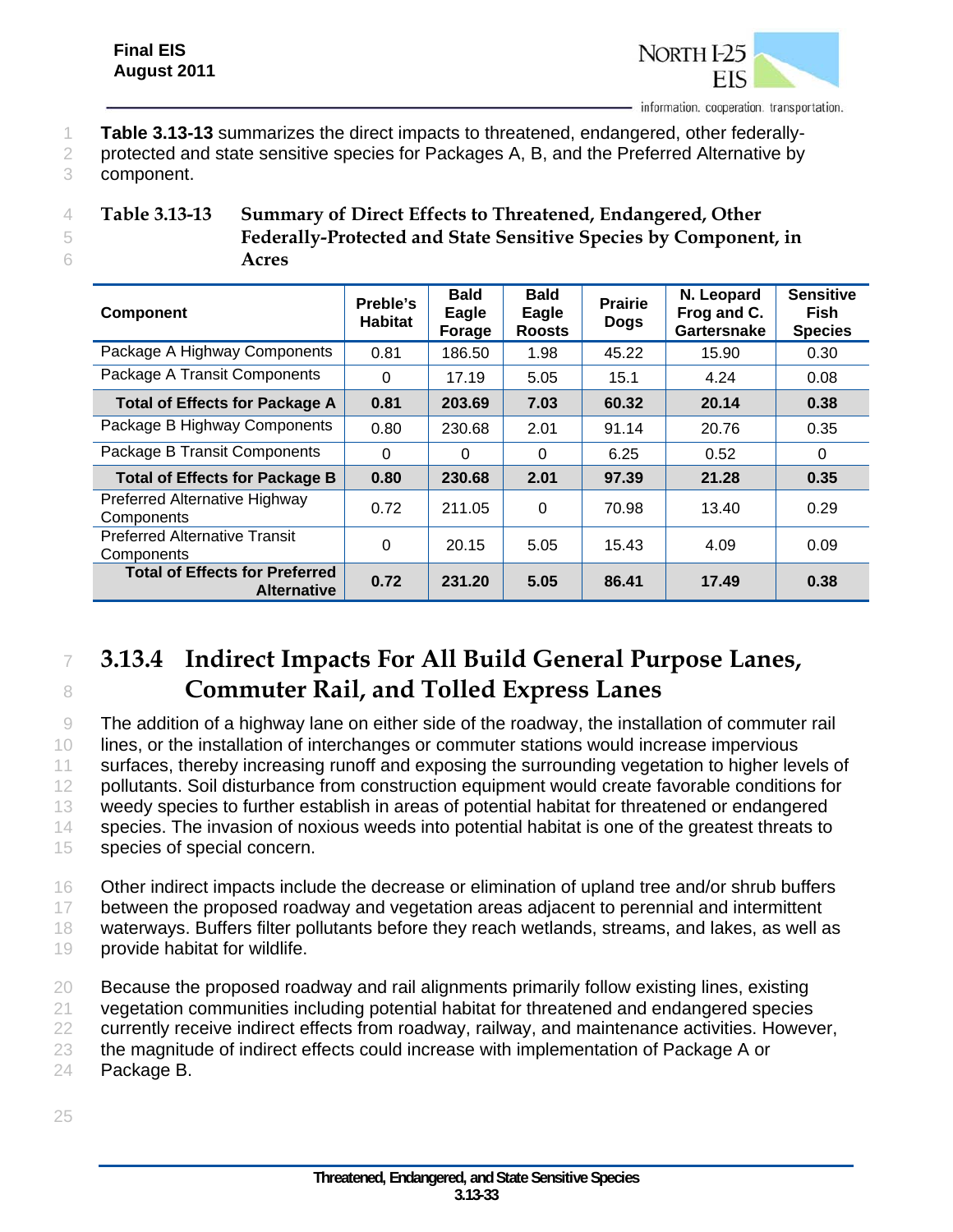**Table 3.13-13** summarizes the direct impacts to threatened, endangered, other federally-protected and state sensitive species for Packages A, B, and the Preferred Alternative by component.

**Table 3.13-13 Summary of Direct Effects to Threatened, Endangered, Other Federally-Protected and State Sensitive Species by Component, in Acres**

| Component | Preble's Habitat | Bald Eagle Forage | Bald Eagle Roosts | Prairie Dogs | N. Leopard Frog and C. Gartersnake | Sensitive Fish Species |
|---|---|---|---|---|---|---|
| Package A Highway Components | 0.81 | 186.50 | 1.98 | 45.22 | 15.90 | 0.30 |
| Package A Transit Components | 0 | 17.19 | 5.05 | 15.1 | 4.24 | 0.08 |
| **Total of Effects for Package A** | **0.81** | **203.69** | **7.03** | **60.32** | **20.14** | **0.38** |
| Package B Highway Components | 0.80 | 230.68 | 2.01 | 91.14 | 20.76 | 0.35 |
| Package B Transit Components | 0 | 0 | 0 | 6.25 | 0.52 | 0 |
| **Total of Effects for Package B** | **0.80** | **230.68** | **2.01** | **97.39** | **21.28** | **0.35** |
| Preferred Alternative Highway Components | 0.72 | 211.05 | 0 | 70.98 | 13.40 | 0.29 |
| Preferred Alternative Transit Components | 0 | 20.15 | 5.05 | 15.43 | 4.09 | 0.09 |
| **Total of Effects for Preferred Alternative** | **0.72** | **231.20** | **5.05** | **86.41** | **17.49** | **0.38** |

## 3.13.4 Indirect Impacts For All Build General Purpose Lanes, Commuter Rail, and Tolled Express Lanes

The addition of a highway lane on either side of the roadway, the installation of commuter rail lines, or the installation of interchanges or commuter stations would increase impervious surfaces, thereby increasing runoff and exposing the surrounding vegetation to higher levels of pollutants. Soil disturbance from construction equipment would create favorable conditions for weedy species to further establish in areas of potential habitat for threatened or endangered species. The invasion of noxious weeds into potential habitat is one of the greatest threats to species of special concern.

Other indirect impacts include the decrease or elimination of upland tree and/or shrub buffers between the proposed roadway and vegetation areas adjacent to perennial and intermittent waterways. Buffers filter pollutants before they reach wetlands, streams, and lakes, as well as provide habitat for wildlife.

Because the proposed roadway and rail alignments primarily follow existing lines, existing vegetation communities including potential habitat for threatened and endangered species currently receive indirect effects from roadway, railway, and maintenance activities. However, the magnitude of indirect effects could increase with implementation of Package A or Package B.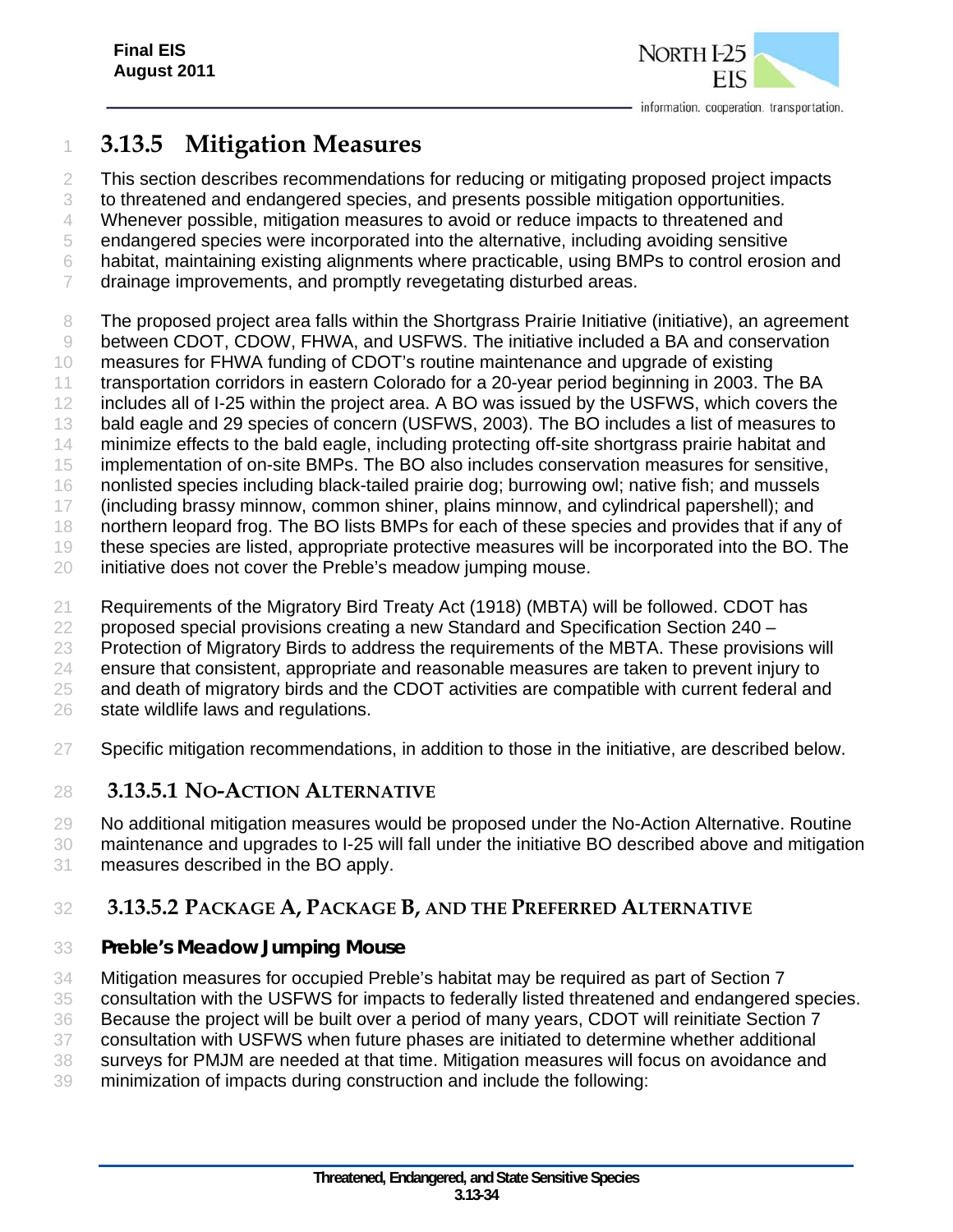## 3.13.5 Mitigation Measures

This section describes recommendations for reducing or mitigating proposed project impacts to threatened and endangered species, and presents possible mitigation opportunities. Whenever possible, mitigation measures to avoid or reduce impacts to threatened and endangered species were incorporated into the alternative, including avoiding sensitive habitat, maintaining existing alignments where practicable, using BMPs to control erosion and drainage improvements, and promptly revegetating disturbed areas.

The proposed project area falls within the Shortgrass Prairie Initiative (initiative), an agreement between CDOT, CDOW, FHWA, and USFWS. The initiative included a BA and conservation measures for FHWA funding of CDOT's routine maintenance and upgrade of existing transportation corridors in eastern Colorado for a 20-year period beginning in 2003. The BA includes all of I-25 within the project area. A BO was issued by the USFWS, which covers the bald eagle and 29 species of concern (USFWS, 2003). The BO includes a list of measures to minimize effects to the bald eagle, including protecting off-site shortgrass prairie habitat and implementation of on-site BMPs. The BO also includes conservation measures for sensitive, nonlisted species including black-tailed prairie dog; burrowing owl; native fish; and mussels (including brassy minnow, common shiner, plains minnow, and cylindrical papershell); and northern leopard frog. The BO lists BMPs for each of these species and provides that if any of these species are listed, appropriate protective measures will be incorporated into the BO. The initiative does not cover the Preble's meadow jumping mouse.

Requirements of the Migratory Bird Treaty Act (1918) (MBTA) will be followed. CDOT has proposed special provisions creating a new Standard and Specification Section 240 – Protection of Migratory Birds to address the requirements of the MBTA. These provisions will ensure that consistent, appropriate and reasonable measures are taken to prevent injury to and death of migratory birds and the CDOT activities are compatible with current federal and state wildlife laws and regulations.

Specific mitigation recommendations, in addition to those in the initiative, are described below.

### 3.13.5.1 No-Action Alternative

No additional mitigation measures would be proposed under the No-Action Alternative. Routine maintenance and upgrades to I-25 will fall under the initiative BO described above and mitigation measures described in the BO apply.

### 3.13.5.2 Package A, Package B, and the Preferred Alternative

#### *Preble's Meadow Jumping Mouse*

Mitigation measures for occupied Preble's habitat may be required as part of Section 7 consultation with the USFWS for impacts to federally listed threatened and endangered species. Because the project will be built over a period of many years, CDOT will reinitiate Section 7 consultation with USFWS when future phases are initiated to determine whether additional surveys for PMJM are needed at that time. Mitigation measures will focus on avoidance and minimization of impacts during construction and include the following: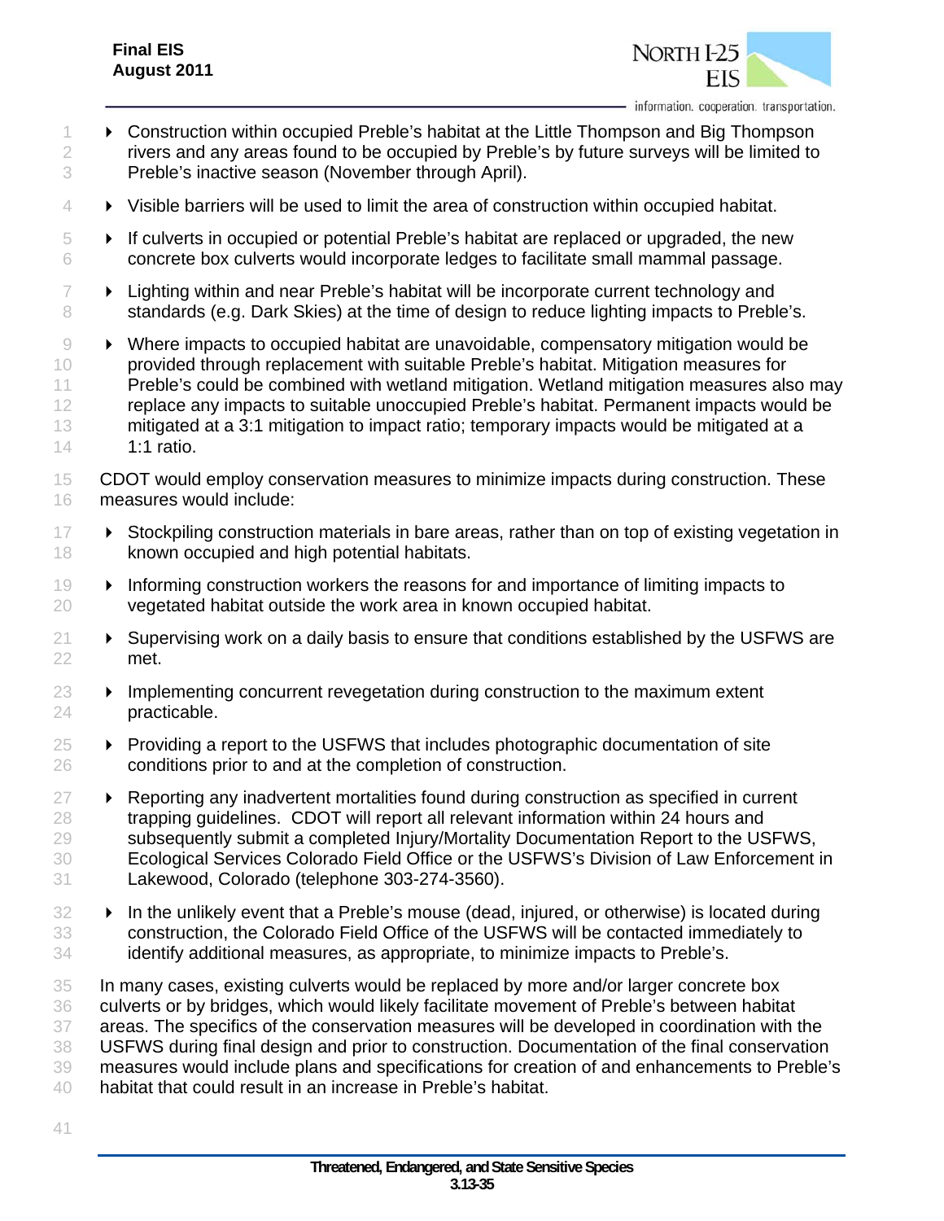- Construction within occupied Preble's habitat at the Little Thompson and Big Thompson rivers and any areas found to be occupied by Preble's by future surveys will be limited to Preble's inactive season (November through April).
- Visible barriers will be used to limit the area of construction within occupied habitat.
- If culverts in occupied or potential Preble's habitat are replaced or upgraded, the new concrete box culverts would incorporate ledges to facilitate small mammal passage.
- Lighting within and near Preble's habitat will be incorporate current technology and standards (e.g. Dark Skies) at the time of design to reduce lighting impacts to Preble's.
- Where impacts to occupied habitat are unavoidable, compensatory mitigation would be provided through replacement with suitable Preble's habitat. Mitigation measures for Preble's could be combined with wetland mitigation. Wetland mitigation measures also may replace any impacts to suitable unoccupied Preble's habitat. Permanent impacts would be mitigated at a 3:1 mitigation to impact ratio; temporary impacts would be mitigated at a 1:1 ratio.

CDOT would employ conservation measures to minimize impacts during construction. These measures would include:

- Stockpiling construction materials in bare areas, rather than on top of existing vegetation in known occupied and high potential habitats.
- Informing construction workers the reasons for and importance of limiting impacts to vegetated habitat outside the work area in known occupied habitat.
- Supervising work on a daily basis to ensure that conditions established by the USFWS are met.
- Implementing concurrent revegetation during construction to the maximum extent practicable.
- Providing a report to the USFWS that includes photographic documentation of site conditions prior to and at the completion of construction.
- Reporting any inadvertent mortalities found during construction as specified in current trapping guidelines. CDOT will report all relevant information within 24 hours and subsequently submit a completed Injury/Mortality Documentation Report to the USFWS, Ecological Services Colorado Field Office or the USFWS's Division of Law Enforcement in Lakewood, Colorado (telephone 303-274-3560).
- In the unlikely event that a Preble's mouse (dead, injured, or otherwise) is located during construction, the Colorado Field Office of the USFWS will be contacted immediately to identify additional measures, as appropriate, to minimize impacts to Preble's.

In many cases, existing culverts would be replaced by more and/or larger concrete box culverts or by bridges, which would likely facilitate movement of Preble's between habitat areas. The specifics of the conservation measures will be developed in coordination with the USFWS during final design and prior to construction. Documentation of the final conservation measures would include plans and specifications for creation of and enhancements to Preble's habitat that could result in an increase in Preble's habitat.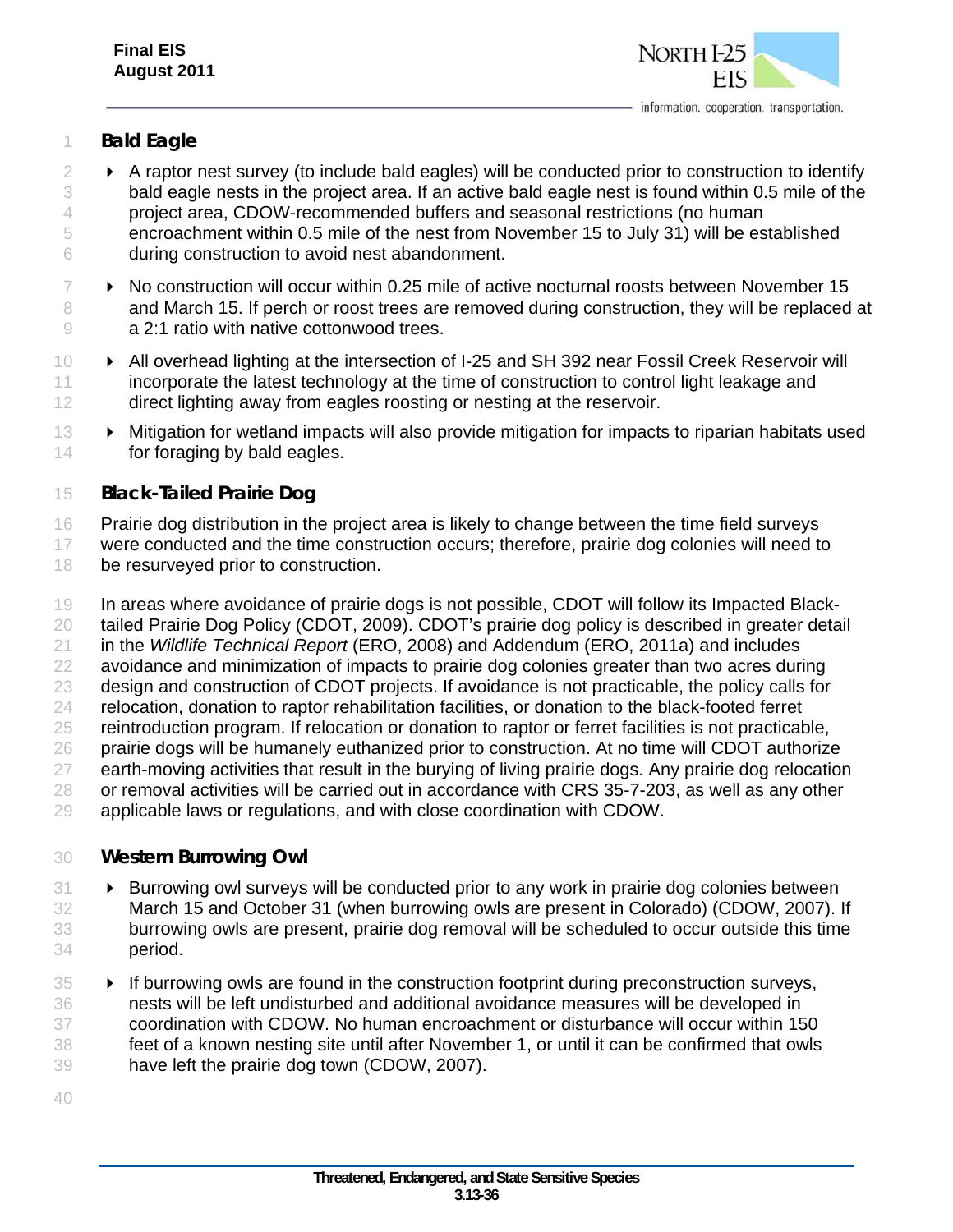### Bald Eagle

- A raptor nest survey (to include bald eagles) will be conducted prior to construction to identify bald eagle nests in the project area. If an active bald eagle nest is found within 0.5 mile of the project area, CDOW-recommended buffers and seasonal restrictions (no human encroachment within 0.5 mile of the nest from November 15 to July 31) will be established during construction to avoid nest abandonment.
- No construction will occur within 0.25 mile of active nocturnal roosts between November 15 and March 15. If perch or roost trees are removed during construction, they will be replaced at a 2:1 ratio with native cottonwood trees.
- All overhead lighting at the intersection of I-25 and SH 392 near Fossil Creek Reservoir will incorporate the latest technology at the time of construction to control light leakage and direct lighting away from eagles roosting or nesting at the reservoir.
- Mitigation for wetland impacts will also provide mitigation for impacts to riparian habitats used for foraging by bald eagles.

### Black-Tailed Prairie Dog

Prairie dog distribution in the project area is likely to change between the time field surveys were conducted and the time construction occurs; therefore, prairie dog colonies will need to be resurveyed prior to construction.

In areas where avoidance of prairie dogs is not possible, CDOT will follow its Impacted Black-tailed Prairie Dog Policy (CDOT, 2009). CDOT's prairie dog policy is described in greater detail in the *Wildlife Technical Report* (ERO, 2008) and Addendum (ERO, 2011a) and includes avoidance and minimization of impacts to prairie dog colonies greater than two acres during design and construction of CDOT projects. If avoidance is not practicable, the policy calls for relocation, donation to raptor rehabilitation facilities, or donation to the black-footed ferret reintroduction program. If relocation or donation to raptor or ferret facilities is not practicable, prairie dogs will be humanely euthanized prior to construction. At no time will CDOT authorize earth-moving activities that result in the burying of living prairie dogs. Any prairie dog relocation or removal activities will be carried out in accordance with CRS 35-7-203, as well as any other applicable laws or regulations, and with close coordination with CDOW.

### Western Burrowing Owl

- Burrowing owl surveys will be conducted prior to any work in prairie dog colonies between March 15 and October 31 (when burrowing owls are present in Colorado) (CDOW, 2007). If burrowing owls are present, prairie dog removal will be scheduled to occur outside this time period.
- If burrowing owls are found in the construction footprint during preconstruction surveys, nests will be left undisturbed and additional avoidance measures will be developed in coordination with CDOW. No human encroachment or disturbance will occur within 150 feet of a known nesting site until after November 1, or until it can be confirmed that owls have left the prairie dog town (CDOW, 2007).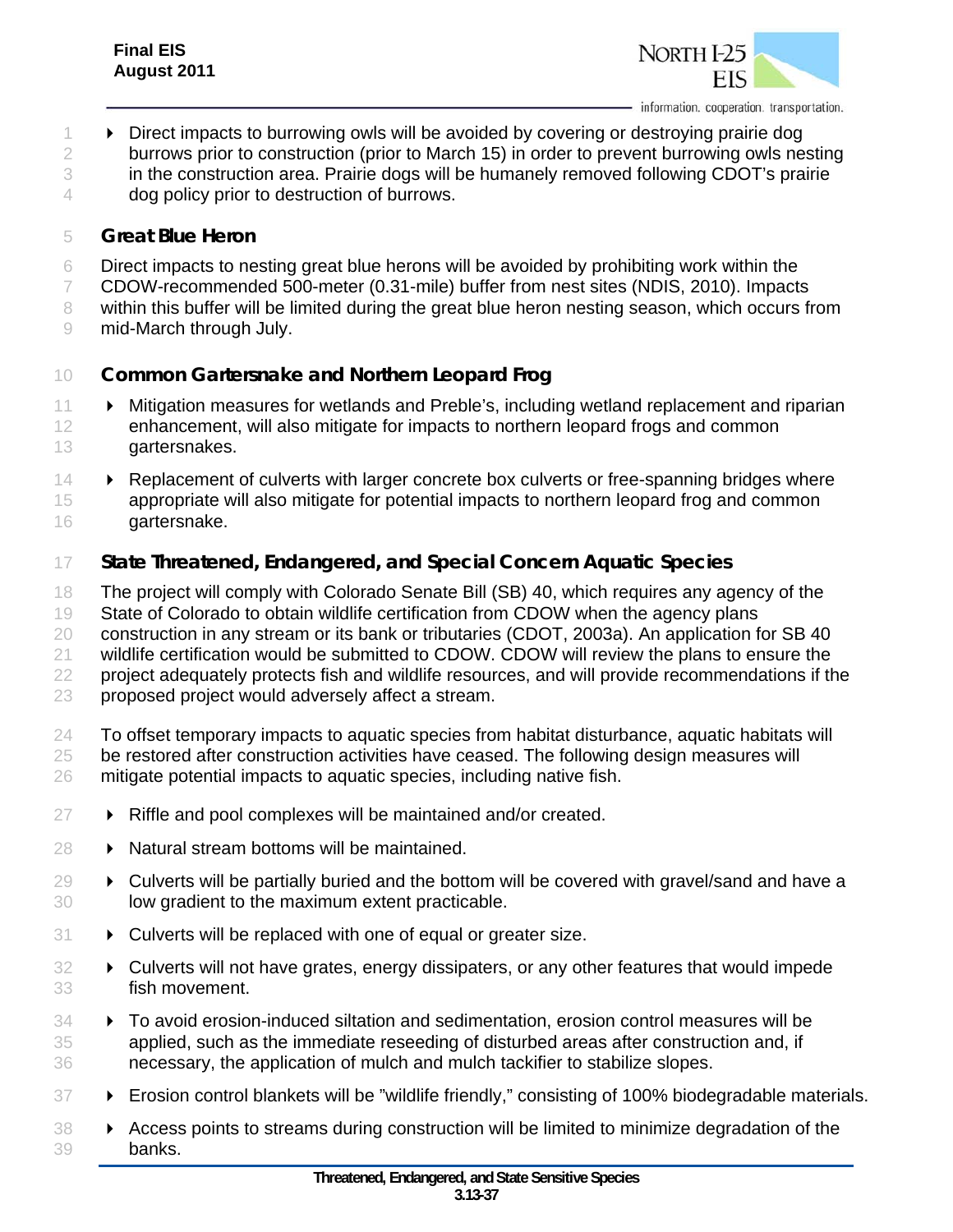- Direct impacts to burrowing owls will be avoided by covering or destroying prairie dog burrows prior to construction (prior to March 15) in order to prevent burrowing owls nesting in the construction area. Prairie dogs will be humanely removed following CDOT's prairie dog policy prior to destruction of burrows.

### Great Blue Heron

Direct impacts to nesting great blue herons will be avoided by prohibiting work within the CDOW-recommended 500-meter (0.31-mile) buffer from nest sites (NDIS, 2010). Impacts within this buffer will be limited during the great blue heron nesting season, which occurs from mid-March through July.

### Common Gartersnake and Northern Leopard Frog

- Mitigation measures for wetlands and Preble's, including wetland replacement and riparian enhancement, will also mitigate for impacts to northern leopard frogs and common gartersnakes.
- Replacement of culverts with larger concrete box culverts or free-spanning bridges where appropriate will also mitigate for potential impacts to northern leopard frog and common gartersnake.

### State Threatened, Endangered, and Special Concern Aquatic Species

The project will comply with Colorado Senate Bill (SB) 40, which requires any agency of the State of Colorado to obtain wildlife certification from CDOW when the agency plans construction in any stream or its bank or tributaries (CDOT, 2003a). An application for SB 40 wildlife certification would be submitted to CDOW. CDOW will review the plans to ensure the project adequately protects fish and wildlife resources, and will provide recommendations if the proposed project would adversely affect a stream.

To offset temporary impacts to aquatic species from habitat disturbance, aquatic habitats will be restored after construction activities have ceased. The following design measures will mitigate potential impacts to aquatic species, including native fish.

- Riffle and pool complexes will be maintained and/or created.
- Natural stream bottoms will be maintained.
- Culverts will be partially buried and the bottom will be covered with gravel/sand and have a low gradient to the maximum extent practicable.
- Culverts will be replaced with one of equal or greater size.
- Culverts will not have grates, energy dissipaters, or any other features that would impede fish movement.
- To avoid erosion-induced siltation and sedimentation, erosion control measures will be applied, such as the immediate reseeding of disturbed areas after construction and, if necessary, the application of mulch and mulch tackifier to stabilize slopes.
- Erosion control blankets will be "wildlife friendly," consisting of 100% biodegradable materials.
- Access points to streams during construction will be limited to minimize degradation of the banks.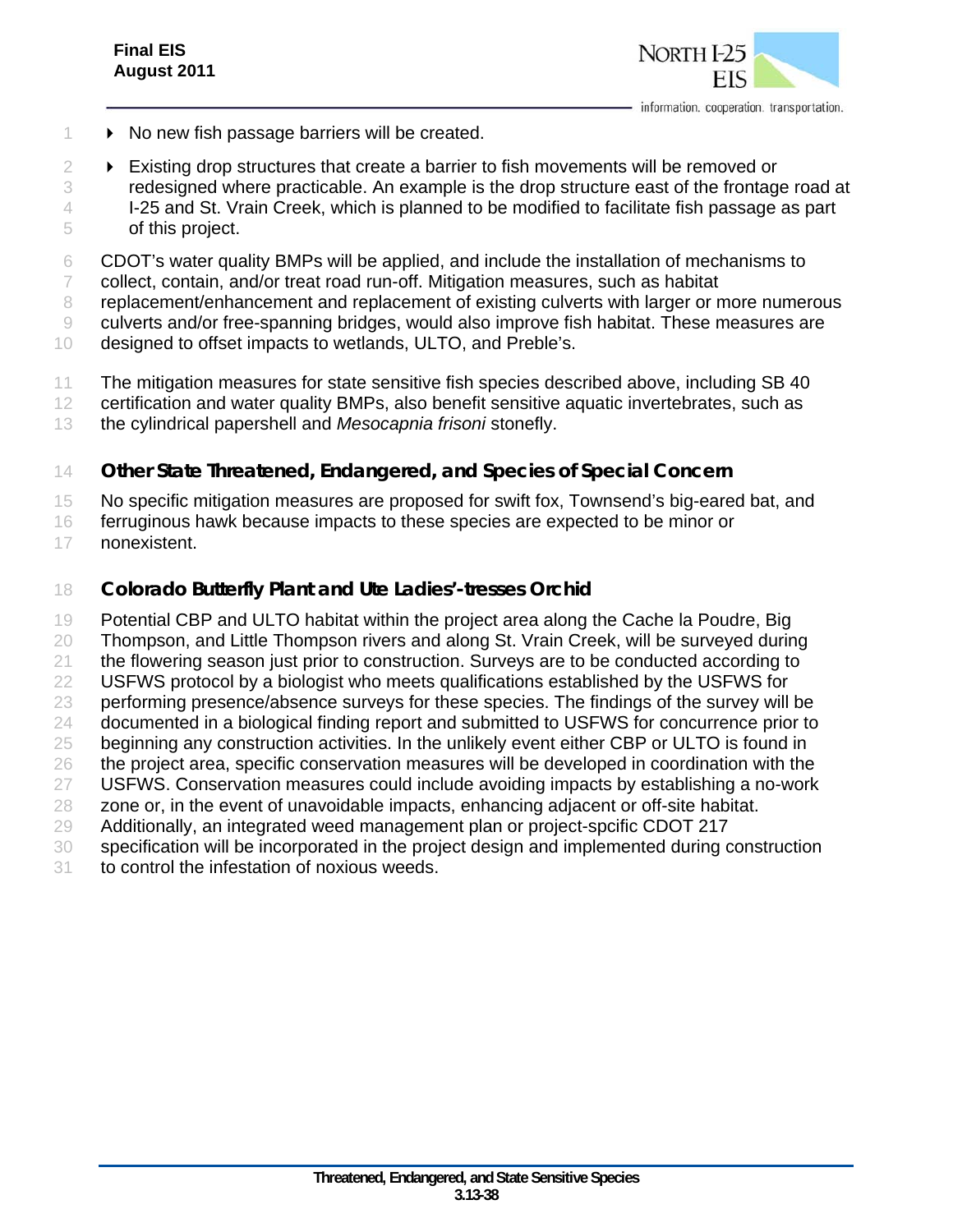- No new fish passage barriers will be created.
- Existing drop structures that create a barrier to fish movements will be removed or redesigned where practicable. An example is the drop structure east of the frontage road at I-25 and St. Vrain Creek, which is planned to be modified to facilitate fish passage as part of this project.

CDOT's water quality BMPs will be applied, and include the installation of mechanisms to collect, contain, and/or treat road run-off. Mitigation measures, such as habitat replacement/enhancement and replacement of existing culverts with larger or more numerous culverts and/or free-spanning bridges, would also improve fish habitat. These measures are designed to offset impacts to wetlands, ULTO, and Preble's.

The mitigation measures for state sensitive fish species described above, including SB 40 certification and water quality BMPs, also benefit sensitive aquatic invertebrates, such as the cylindrical papershell and *Mesocapnia frisoni* stonefly.

### Other State Threatened, Endangered, and Species of Special Concern

No specific mitigation measures are proposed for swift fox, Townsend's big-eared bat, and ferruginous hawk because impacts to these species are expected to be minor or nonexistent.

### Colorado Butterfly Plant and Ute Ladies'-tresses Orchid

Potential CBP and ULTO habitat within the project area along the Cache la Poudre, Big Thompson, and Little Thompson rivers and along St. Vrain Creek, will be surveyed during the flowering season just prior to construction. Surveys are to be conducted according to USFWS protocol by a biologist who meets qualifications established by the USFWS for performing presence/absence surveys for these species. The findings of the survey will be documented in a biological finding report and submitted to USFWS for concurrence prior to beginning any construction activities. In the unlikely event either CBP or ULTO is found in the project area, specific conservation measures will be developed in coordination with the USFWS. Conservation measures could include avoiding impacts by establishing a no-work zone or, in the event of unavoidable impacts, enhancing adjacent or off-site habitat. Additionally, an integrated weed management plan or project-spcific CDOT 217 specification will be incorporated in the project design and implemented during construction to control the infestation of noxious weeds.